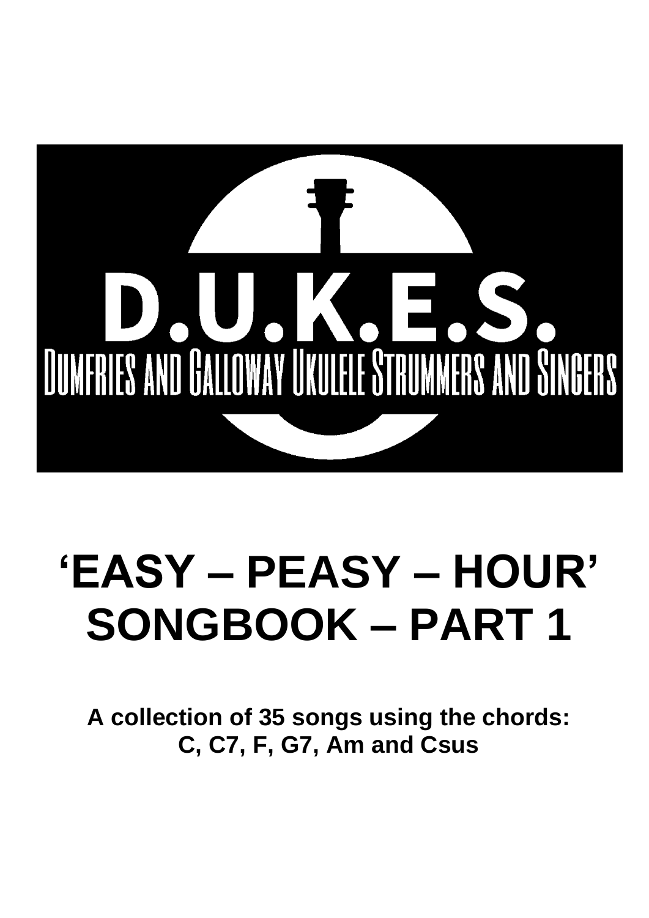D.U.K.E.S.

DUMFRIES AND GALLOWAY UKULELE STRUMMERS AND SINGERS

# 'EASY – PEASY – HOUR' SONGBOOK – PART 1

**A collection of 35 songs using the chords: C, C7, F, G7, Am and Csus**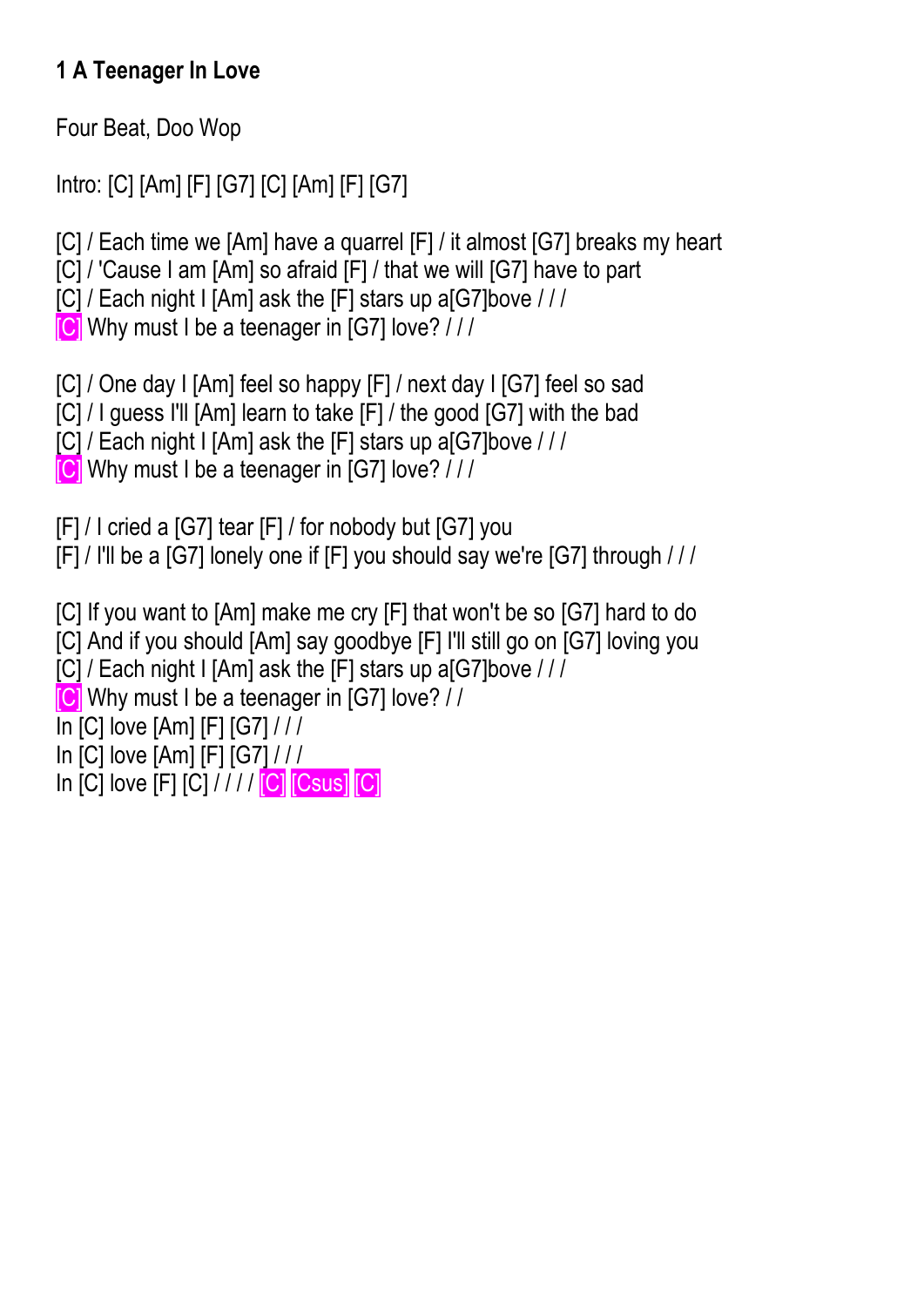**1 A Teenager In Love**

Four Beat, Doo Wop

Intro: [C] [Am] [F] [G7] [C] [Am] [F] [G7]

[C] / Each time we [Am] have a quarrel [F] / it almost [G7] breaks my heart
[C] / 'Cause I am [Am] so afraid [F] / that we will [G7] have to part
[C] / Each night I [Am] ask the [F] stars up a[G7]bove / / /
[C] Why must I be a teenager in [G7] love? / / /

[C] / One day I [Am] feel so happy [F] / next day I [G7] feel so sad
[C] / I guess I'll [Am] learn to take [F] / the good [G7] with the bad
[C] / Each night I [Am] ask the [F] stars up a[G7]bove / / /
[C] Why must I be a teenager in [G7] love? / / /

[F] / I cried a [G7] tear [F] / for nobody but [G7] you
[F] / I'll be a [G7] lonely one if [F] you should say we're [G7] through / / /

[C] If you want to [Am] make me cry [F] that won't be so [G7] hard to do
[C] And if you should [Am] say goodbye [F] I'll still go on [G7] loving you
[C] / Each night I [Am] ask the [F] stars up a[G7]bove / / /
[C] Why must I be a teenager in [G7] love? / /
In [C] love [Am] [F] [G7] / / /
In [C] love [Am] [F] [G7] / / /
In [C] love [F] [C] / / / / [C] [Csus] [C]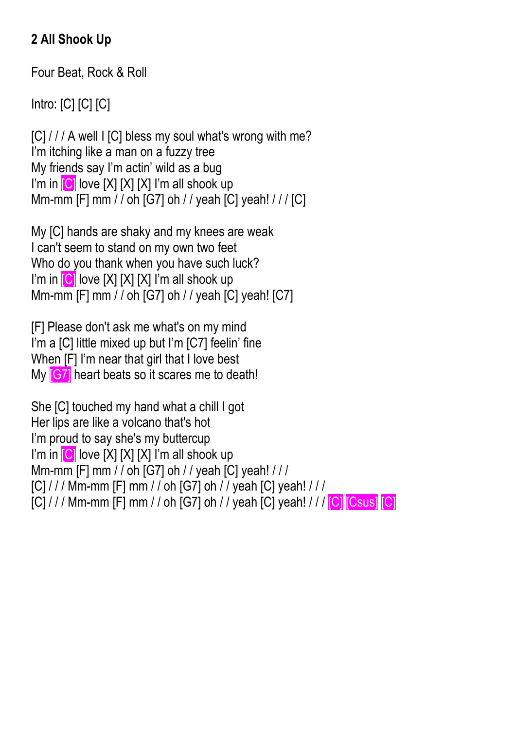**2 All Shook Up**

Four Beat, Rock & Roll

Intro: [C] [C] [C]

[C] / / / A well I [C] bless my soul what's wrong with me?
I'm itching like a man on a fuzzy tree
My friends say I'm actin' wild as a bug
I'm in [C] love [X] [X] [X] I'm all shook up
Mm-mm [F] mm / / oh [G7] oh / / yeah [C] yeah! / / / [C]

My [C] hands are shaky and my knees are weak
I can't seem to stand on my own two feet
Who do you thank when you have such luck?
I'm in [C] love [X] [X] [X] I'm all shook up
Mm-mm [F] mm / / oh [G7] oh / / yeah [C] yeah! [C7]

[F] Please don't ask me what's on my mind
I'm a [C] little mixed up but I'm [C7] feelin' fine
When [F] I'm near that girl that I love best
My [G7] heart beats so it scares me to death!

She [C] touched my hand what a chill I got
Her lips are like a volcano that's hot
I'm proud to say she's my buttercup
I'm in [C] love [X] [X] [X] I'm all shook up
Mm-mm [F] mm / / oh [G7] oh / / yeah [C] yeah! / / /
[C] / / / Mm-mm [F] mm / / oh [G7] oh / / yeah [C] yeah! / / /
[C] / / / Mm-mm [F] mm / / oh [G7] oh / / yeah [C] yeah! / / / [C] [Csus] [C]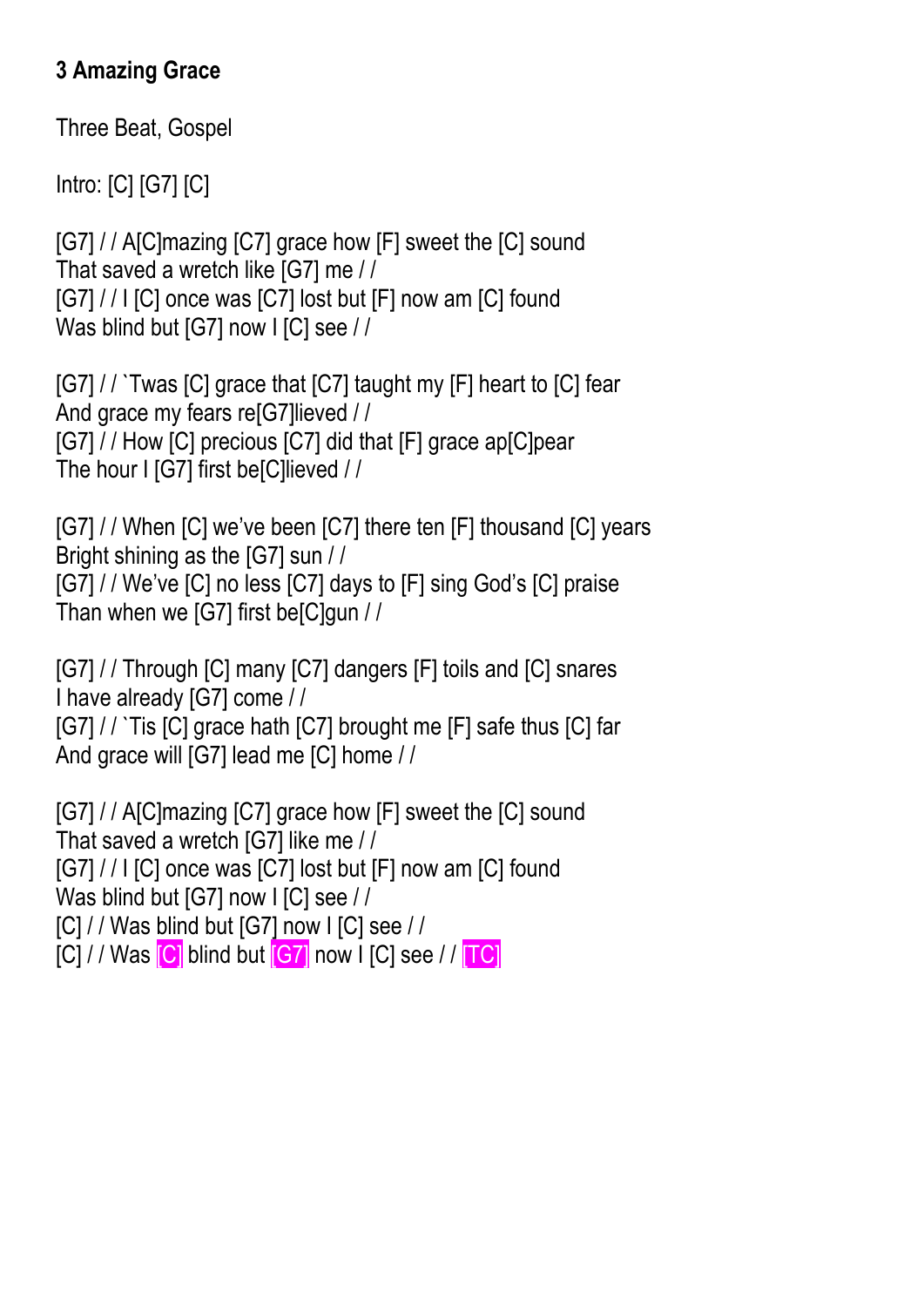**3 Amazing Grace**

Three Beat, Gospel

Intro: [C] [G7] [C]

[G7] / / A[C]mazing [C7] grace how [F] sweet the [C] sound
That saved a wretch like [G7] me / /
[G7] / / I [C] once was [C7] lost but [F] now am [C] found
Was blind but [G7] now I [C] see / /

[G7] / / `Twas [C] grace that [C7] taught my [F] heart to [C] fear
And grace my fears re[G7]lieved / /
[G7] / / How [C] precious [C7] did that [F] grace ap[C]pear
The hour I [G7] first be[C]lieved / /

[G7] / / When [C] we've been [C7] there ten [F] thousand [C] years
Bright shining as the [G7] sun / /
[G7] / / We've [C] no less [C7] days to [F] sing God's [C] praise
Than when we [G7] first be[C]gun / /

[G7] / / Through [C] many [C7] dangers [F] toils and [C] snares
I have already [G7] come / /
[G7] / / `Tis [C] grace hath [C7] brought me [F] safe thus [C] far
And grace will [G7] lead me [C] home / /

[G7] / / A[C]mazing [C7] grace how [F] sweet the [C] sound
That saved a wretch [G7] like me / /
[G7] / / I [C] once was [C7] lost but [F] now am [C] found
Was blind but [G7] now I [C] see / /
[C] / / Was blind but [G7] now I [C] see / /
[C] / / Was [C] blind but [G7] now I [C] see / / [TC]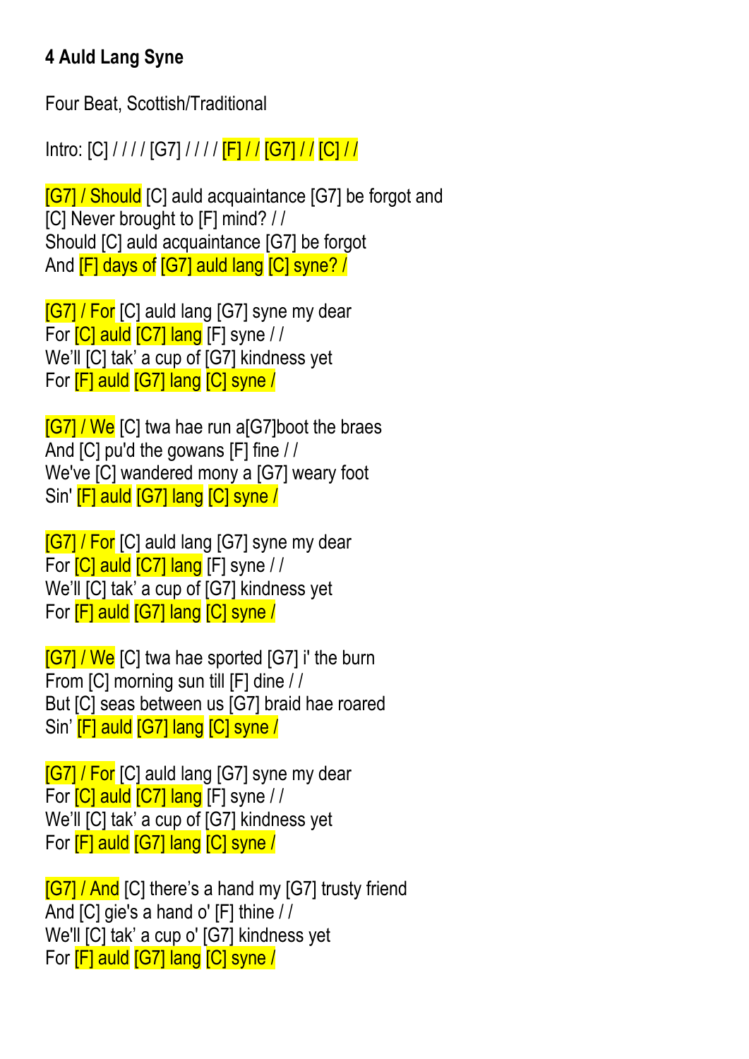### 4 Auld Lang Syne

Four Beat, Scottish/Traditional

Intro: [C] / / / / [G7] / / / / [F] / / [G7] / / [C] / /

[G7] / Should [C] auld acquaintance [G7] be forgot and
[C] Never brought to [F] mind? / /
Should [C] auld acquaintance [G7] be forgot
And [F] days of [G7] auld lang [C] syne? /

[G7] / For [C] auld lang [G7] syne my dear
For [C] auld [C7] lang [F] syne / /
We'll [C] tak' a cup of [G7] kindness yet
For [F] auld [G7] lang [C] syne /

[G7] / We [C] twa hae run a[G7]boot the braes
And [C] pu'd the gowans [F] fine / /
We've [C] wandered mony a [G7] weary foot
Sin' [F] auld [G7] lang [C] syne /

[G7] / For [C] auld lang [G7] syne my dear
For [C] auld [C7] lang [F] syne / /
We'll [C] tak' a cup of [G7] kindness yet
For [F] auld [G7] lang [C] syne /

[G7] / We [C] twa hae sported [G7] i' the burn
From [C] morning sun till [F] dine / /
But [C] seas between us [G7] braid hae roared
Sin' [F] auld [G7] lang [C] syne /

[G7] / For [C] auld lang [G7] syne my dear
For [C] auld [C7] lang [F] syne / /
We'll [C] tak' a cup of [G7] kindness yet
For [F] auld [G7] lang [C] syne /

[G7] / And [C] there's a hand my [G7] trusty friend
And [C] gie's a hand o' [F] thine / /
We'll [C] tak' a cup o' [G7] kindness yet
For [F] auld [G7] lang [C] syne /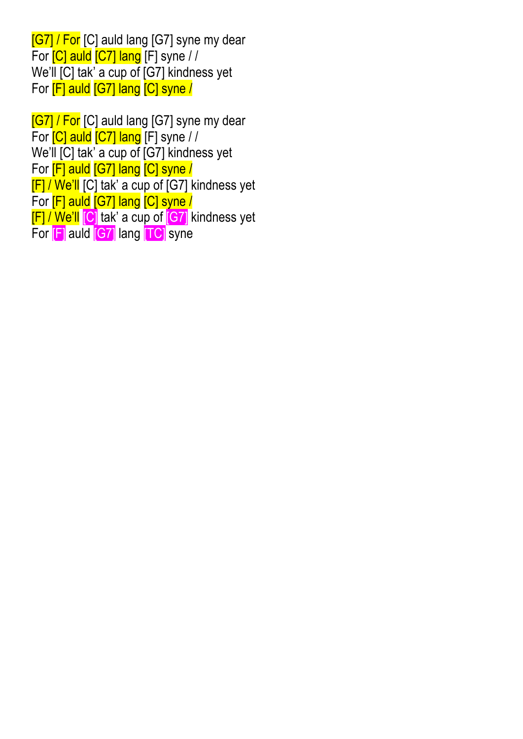[G7] / For [C] auld lang [G7] syne my dear
For [C] auld [C7] lang [F] syne / /
We'll [C] tak' a cup of [G7] kindness yet
For [F] auld [G7] lang [C] syne /

[G7] / For [C] auld lang [G7] syne my dear
For [C] auld [C7] lang [F] syne / /
We'll [C] tak' a cup of [G7] kindness yet
For [F] auld [G7] lang [C] syne /
[F] / We'll [C] tak' a cup of [G7] kindness yet
For [F] auld [G7] lang [C] syne /
[F] / We'll [C] tak' a cup of [G7] kindness yet
For [F] auld [G7] lang [TC] syne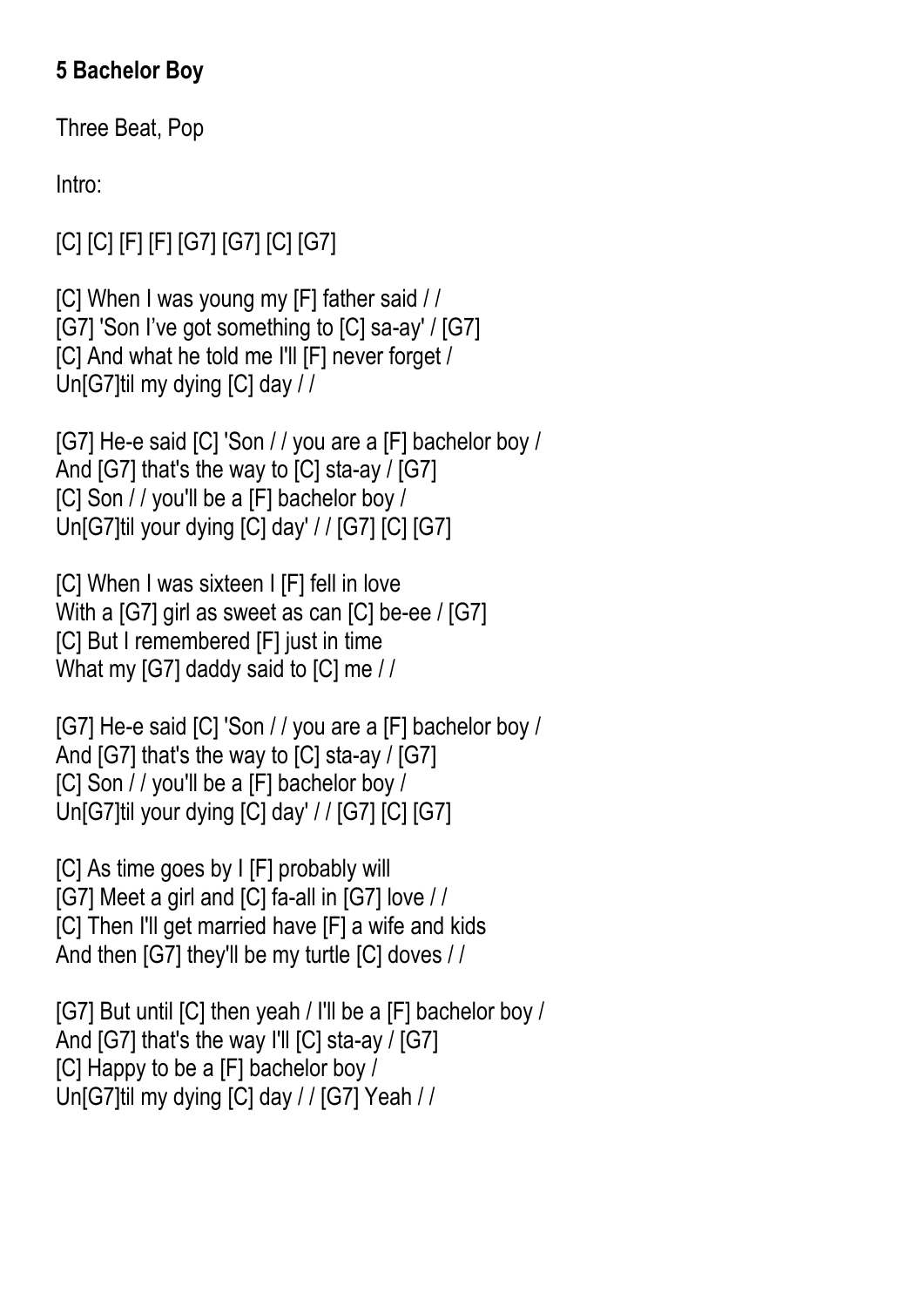**5 Bachelor Boy**

Three Beat, Pop

Intro:

[C] [C] [F] [F] [G7] [G7] [C] [G7]

[C] When I was young my [F] father said / /
[G7] 'Son I've got something to [C] sa-ay' / [G7]
[C] And what he told me I'll [F] never forget /
Un[G7]til my dying [C] day / /

[G7] He-e said [C] 'Son / / you are a [F] bachelor boy /
And [G7] that's the way to [C] sta-ay / [G7]
[C] Son / / you'll be a [F] bachelor boy /
Un[G7]til your dying [C] day' / / [G7] [C] [G7]

[C] When I was sixteen I [F] fell in love
With a [G7] girl as sweet as can [C] be-ee / [G7]
[C] But I remembered [F] just in time
What my [G7] daddy said to [C] me / /

[G7] He-e said [C] 'Son / / you are a [F] bachelor boy /
And [G7] that's the way to [C] sta-ay / [G7]
[C] Son / / you'll be a [F] bachelor boy /
Un[G7]til your dying [C] day' / / [G7] [C] [G7]

[C] As time goes by I [F] probably will
[G7] Meet a girl and [C] fa-all in [G7] love / /
[C] Then I'll get married have [F] a wife and kids
And then [G7] they'll be my turtle [C] doves / /

[G7] But until [C] then yeah / I'll be a [F] bachelor boy /
And [G7] that's the way I'll [C] sta-ay / [G7]
[C] Happy to be a [F] bachelor boy /
Un[G7]til my dying [C] day / / [G7] Yeah / /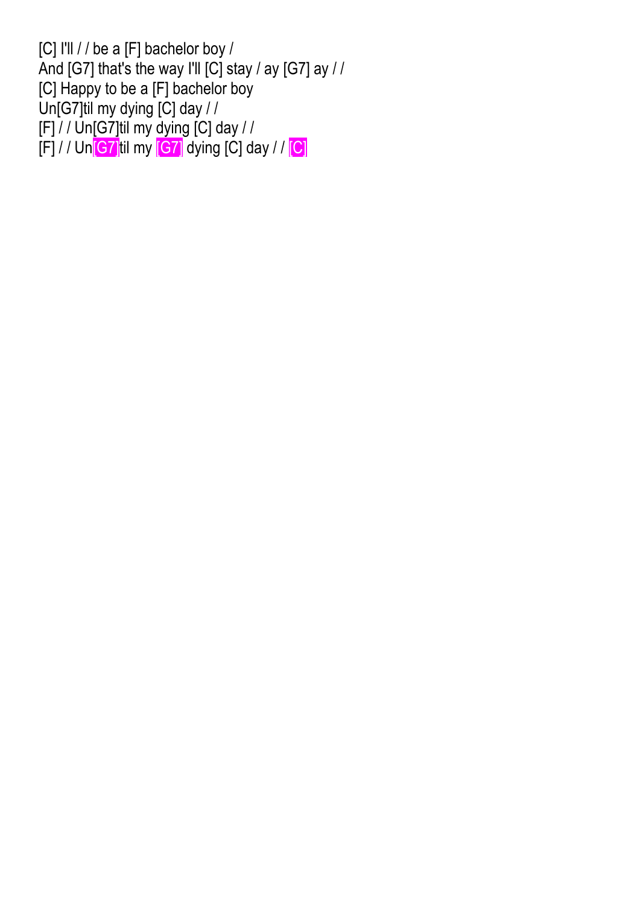[C] I'll / / be a [F] bachelor boy /
And [G7] that's the way I'll [C] stay / ay [G7] ay / /
[C] Happy to be a [F] bachelor boy
Un[G7]til my dying [C] day / /
[F] / / Un[G7]til my dying [C] day / /
[F] / / Un[G7]til my [G7] dying [C] day / / [C]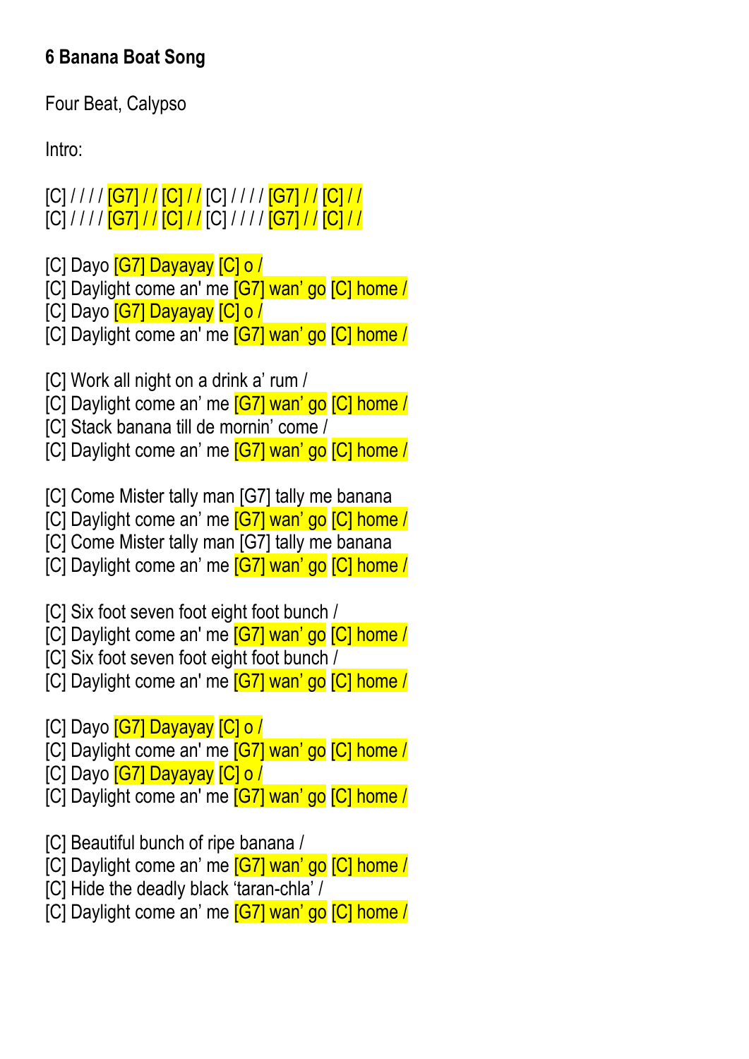**6 Banana Boat Song**

Four Beat, Calypso

Intro:

[C] / / / / [G7] / / [C] / / [C] / / / / [G7] / / [C] / /
[C] / / / / [G7] / / [C] / / [C] / / / / [G7] / / [C] / /

[C] Dayo [G7] Dayayay [C] o /
[C] Daylight come an' me [G7] wan' go [C] home /
[C] Dayo [G7] Dayayay [C] o /
[C] Daylight come an' me [G7] wan' go [C] home /

[C] Work all night on a drink a' rum /
[C] Daylight come an' me [G7] wan' go [C] home /
[C] Stack banana till de mornin' come /
[C] Daylight come an' me [G7] wan' go [C] home /

[C] Come Mister tally man [G7] tally me banana
[C] Daylight come an' me [G7] wan' go [C] home /
[C] Come Mister tally man [G7] tally me banana
[C] Daylight come an' me [G7] wan' go [C] home /

[C] Six foot seven foot eight foot bunch /
[C] Daylight come an' me [G7] wan' go [C] home /
[C] Six foot seven foot eight foot bunch /
[C] Daylight come an' me [G7] wan' go [C] home /

[C] Dayo [G7] Dayayay [C] o /
[C] Daylight come an' me [G7] wan' go [C] home /
[C] Dayo [G7] Dayayay [C] o /
[C] Daylight come an' me [G7] wan' go [C] home /

[C] Beautiful bunch of ripe banana /
[C] Daylight come an' me [G7] wan' go [C] home /
[C] Hide the deadly black 'taran-chla' /
[C] Daylight come an' me [G7] wan' go [C] home /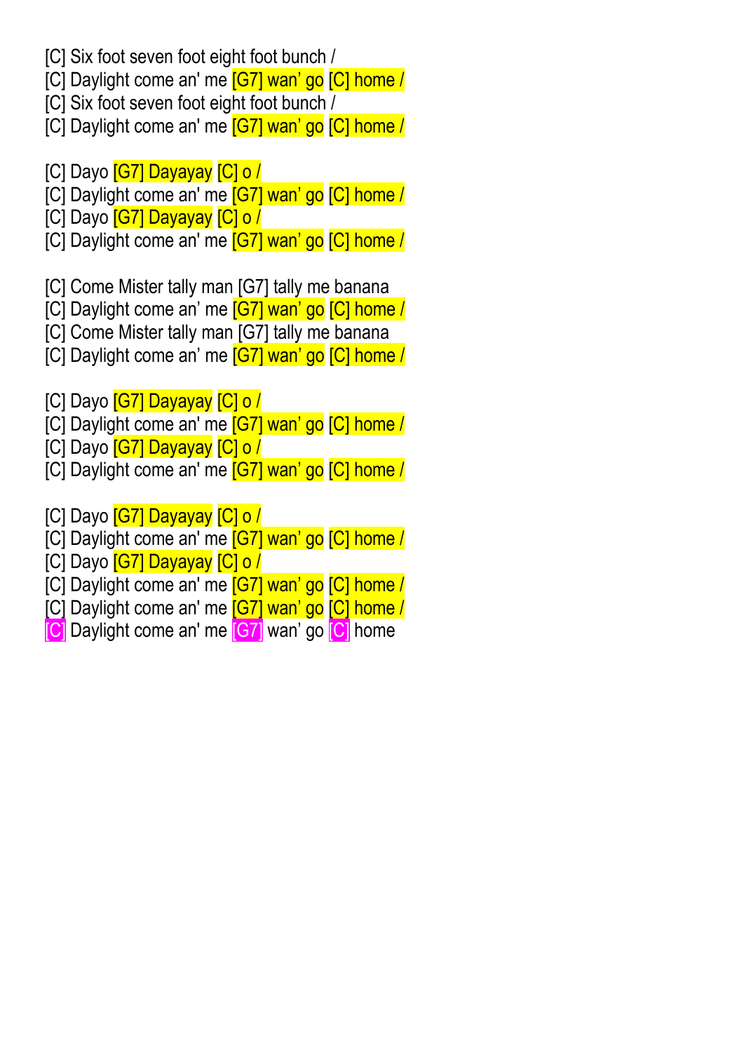[C] Six foot seven foot eight foot bunch /
[C] Daylight come an' me [G7] wan' go [C] home /
[C] Six foot seven foot eight foot bunch /
[C] Daylight come an' me [G7] wan' go [C] home /

[C] Dayo [G7] Dayayay [C] o /
[C] Daylight come an' me [G7] wan' go [C] home /
[C] Dayo [G7] Dayayay [C] o /
[C] Daylight come an' me [G7] wan' go [C] home /

[C] Come Mister tally man [G7] tally me banana
[C] Daylight come an' me [G7] wan' go [C] home /
[C] Come Mister tally man [G7] tally me banana
[C] Daylight come an' me [G7] wan' go [C] home /

[C] Dayo [G7] Dayayay [C] o /
[C] Daylight come an' me [G7] wan' go [C] home /
[C] Dayo [G7] Dayayay [C] o /
[C] Daylight come an' me [G7] wan' go [C] home /

[C] Dayo [G7] Dayayay [C] o /
[C] Daylight come an' me [G7] wan' go [C] home /
[C] Dayo [G7] Dayayay [C] o /
[C] Daylight come an' me [G7] wan' go [C] home /
[C] Daylight come an' me [G7] wan' go [C] home /
[C] Daylight come an' me [G7] wan' go [C] home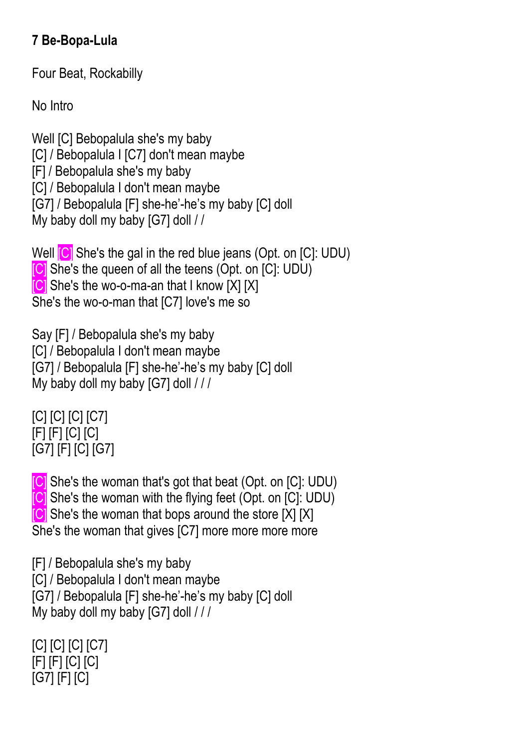**7 Be-Bopa-Lula**

Four Beat, Rockabilly

No Intro

Well [C] Bebopalula she's my baby
[C] / Bebopalula I [C7] don't mean maybe
[F] / Bebopalula she's my baby
[C] / Bebopalula I don't mean maybe
[G7] / Bebopalula [F] she-he'-he's my baby [C] doll
My baby doll my baby [G7] doll / /

Well [C] She's the gal in the red blue jeans (Opt. on [C]: UDU)
[C] She's the queen of all the teens (Opt. on [C]: UDU)
[C] She's the wo-o-ma-an that I know [X] [X]
She's the wo-o-man that [C7] love's me so

Say [F] / Bebopalula she's my baby
[C] / Bebopalula I don't mean maybe
[G7] / Bebopalula [F] she-he'-he's my baby [C] doll
My baby doll my baby [G7] doll / / /

[C] [C] [C] [C7]
[F] [F] [C] [C]
[G7] [F] [C] [G7]

[C] She's the woman that's got that beat (Opt. on [C]: UDU)
[C] She's the woman with the flying feet (Opt. on [C]: UDU)
[C] She's the woman that bops around the store [X] [X]
She's the woman that gives [C7] more more more more

[F] / Bebopalula she's my baby
[C] / Bebopalula I don't mean maybe
[G7] / Bebopalula [F] she-he'-he's my baby [C] doll
My baby doll my baby [G7] doll / / /

[C] [C] [C] [C7]
[F] [F] [C] [C]
[G7] [F] [C]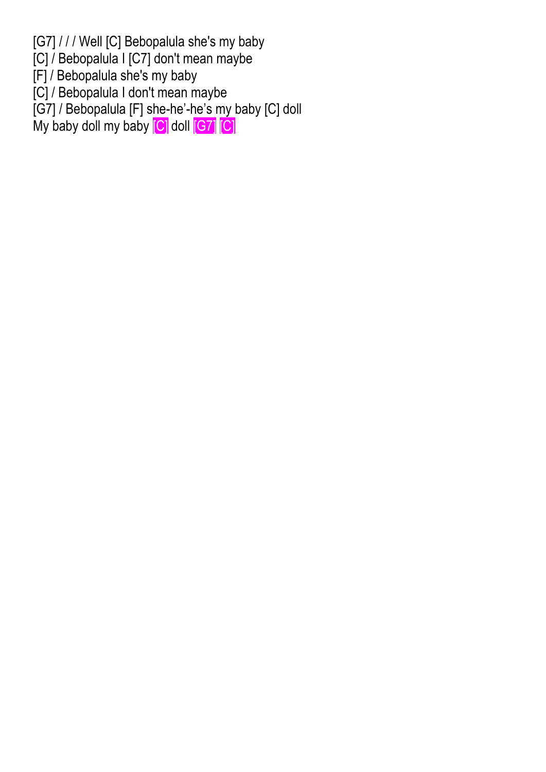[G7] / / / Well [C] Bebopalula she's my baby
[C] / Bebopalula I [C7] don't mean maybe
[F] / Bebopalula she's my baby
[C] / Bebopalula I don't mean maybe
[G7] / Bebopalula [F] she-he'-he's my baby [C] doll
My baby doll my baby [C] doll [G7] [C]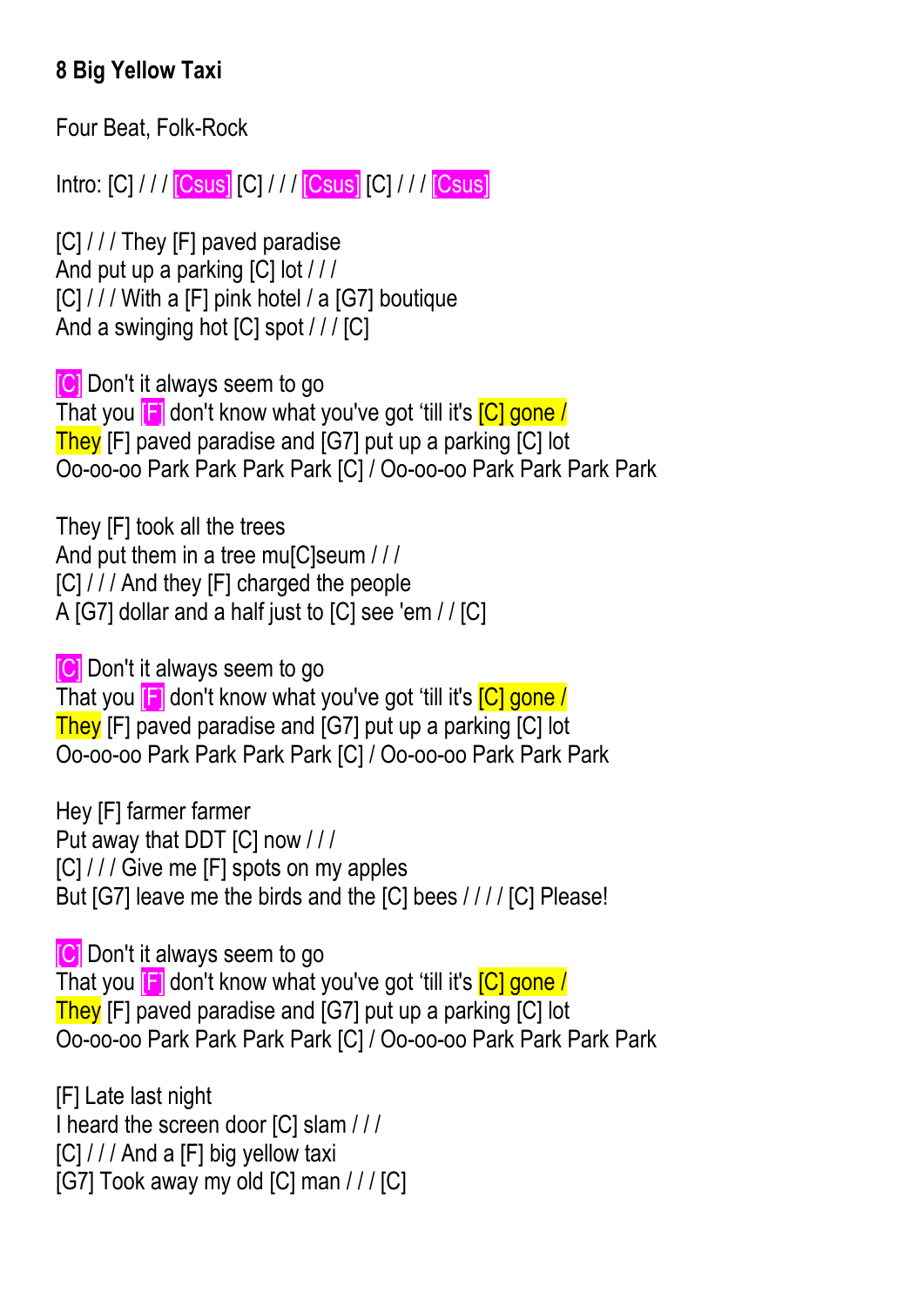**8 Big Yellow Taxi**

Four Beat, Folk-Rock

Intro: [C] / / / [Csus] [C] / / / [Csus] [C] / / / [Csus]

[C] / / / They [F] paved paradise
And put up a parking [C] lot / / /
[C] / / / With a [F] pink hotel / a [G7] boutique
And a swinging hot [C] spot / / / [C]

[C] Don't it always seem to go
That you [F] don't know what you've got 'till it's [C] gone /
They [F] paved paradise and [G7] put up a parking [C] lot
Oo-oo-oo Park Park Park Park [C] / Oo-oo-oo Park Park Park Park

They [F] took all the trees
And put them in a tree mu[C]seum / / /
[C] / / / And they [F] charged the people
A [G7] dollar and a half just to [C] see 'em / / [C]

[C] Don't it always seem to go
That you [F] don't know what you've got 'till it's [C] gone /
They [F] paved paradise and [G7] put up a parking [C] lot
Oo-oo-oo Park Park Park Park [C] / Oo-oo-oo Park Park Park

Hey [F] farmer farmer
Put away that DDT [C] now / / /
[C] / / / Give me [F] spots on my apples
But [G7] leave me the birds and the [C] bees / / / / [C] Please!

[C] Don't it always seem to go
That you [F] don't know what you've got 'till it's [C] gone /
They [F] paved paradise and [G7] put up a parking [C] lot
Oo-oo-oo Park Park Park Park [C] / Oo-oo-oo Park Park Park Park

[F] Late last night
I heard the screen door [C] slam / / /
[C] / / / And a [F] big yellow taxi
[G7] Took away my old [C] man / / / [C]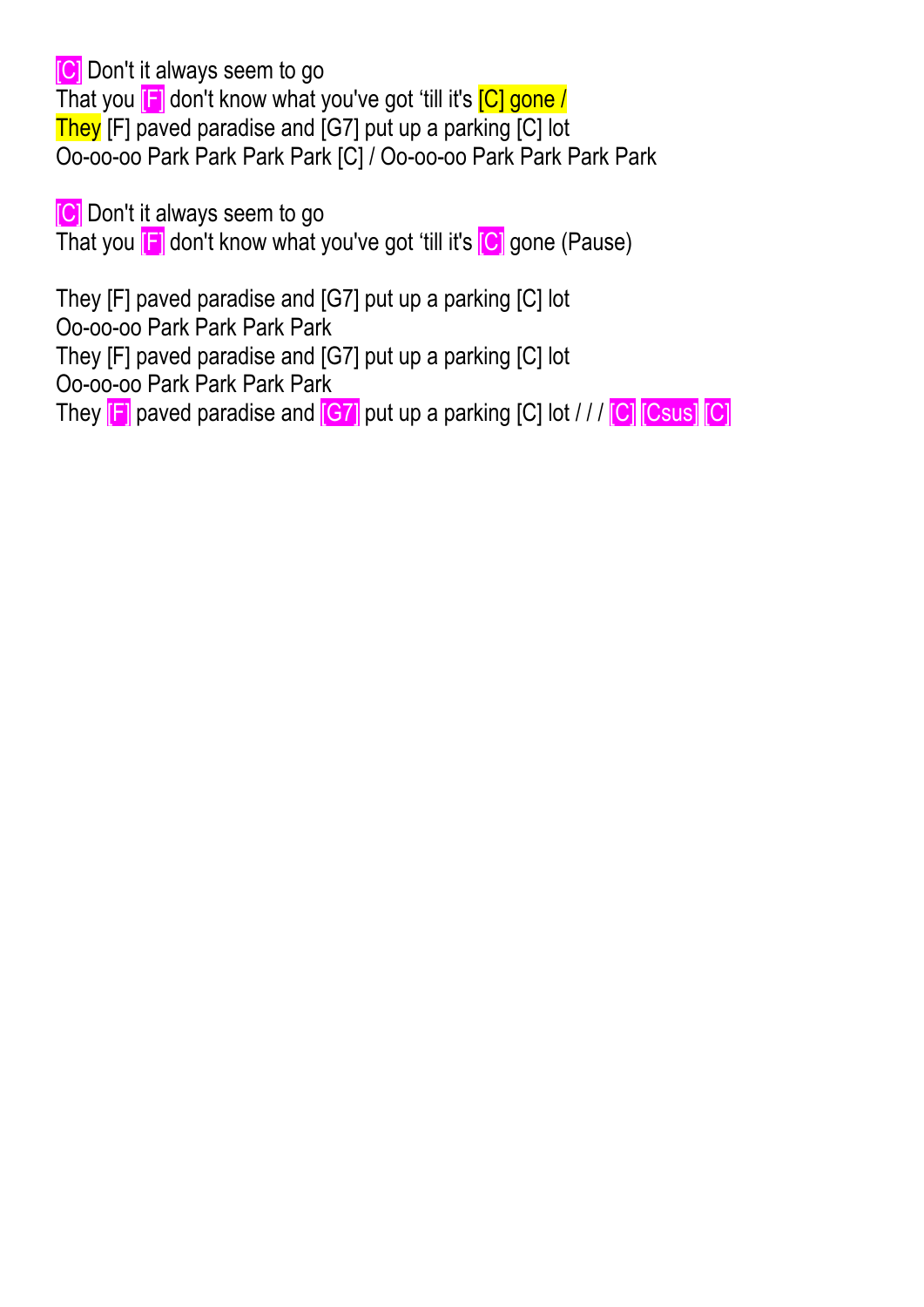[C] Don't it always seem to go
That you [F] don't know what you've got 'till it's [C] gone /
They [F] paved paradise and [G7] put up a parking [C] lot
Oo-oo-oo Park Park Park Park [C] / Oo-oo-oo Park Park Park Park

[C] Don't it always seem to go
That you [F] don't know what you've got 'till it's [C] gone (Pause)

They [F] paved paradise and [G7] put up a parking [C] lot
Oo-oo-oo Park Park Park Park
They [F] paved paradise and [G7] put up a parking [C] lot
Oo-oo-oo Park Park Park Park
They [F] paved paradise and [G7] put up a parking [C] lot / / / [C] [Csus] [C]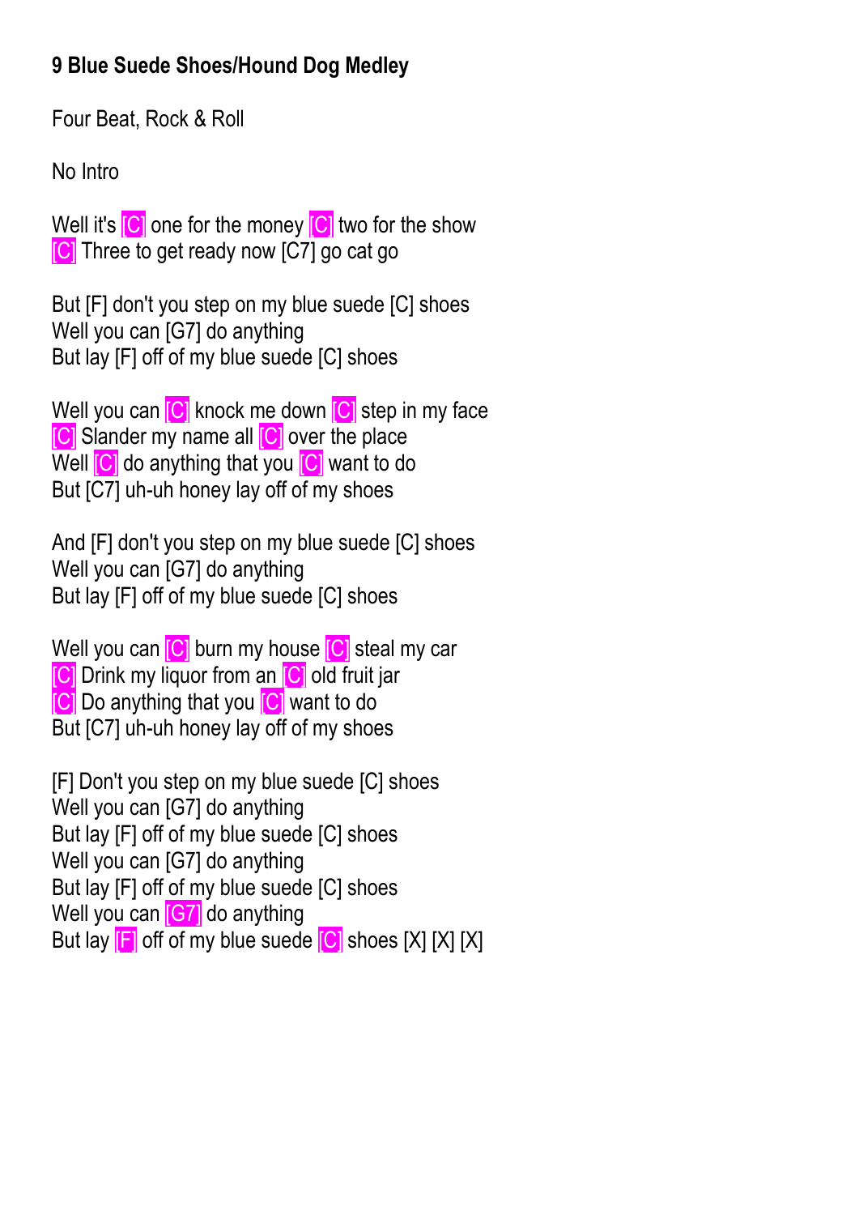**9 Blue Suede Shoes/Hound Dog Medley**

Four Beat, Rock & Roll

No Intro

Well it's [C] one for the money [C] two for the show
[C] Three to get ready now [C7] go cat go

But [F] don't you step on my blue suede [C] shoes
Well you can [G7] do anything
But lay [F] off of my blue suede [C] shoes

Well you can [C] knock me down [C] step in my face
[C] Slander my name all [C] over the place
Well [C] do anything that you [C] want to do
But [C7] uh-uh honey lay off of my shoes

And [F] don't you step on my blue suede [C] shoes
Well you can [G7] do anything
But lay [F] off of my blue suede [C] shoes

Well you can [C] burn my house [C] steal my car
[C] Drink my liquor from an [C] old fruit jar
[C] Do anything that you [C] want to do
But [C7] uh-uh honey lay off of my shoes

[F] Don't you step on my blue suede [C] shoes
Well you can [G7] do anything
But lay [F] off of my blue suede [C] shoes
Well you can [G7] do anything
But lay [F] off of my blue suede [C] shoes
Well you can [G7] do anything
But lay [F] off of my blue suede [C] shoes [X] [X] [X]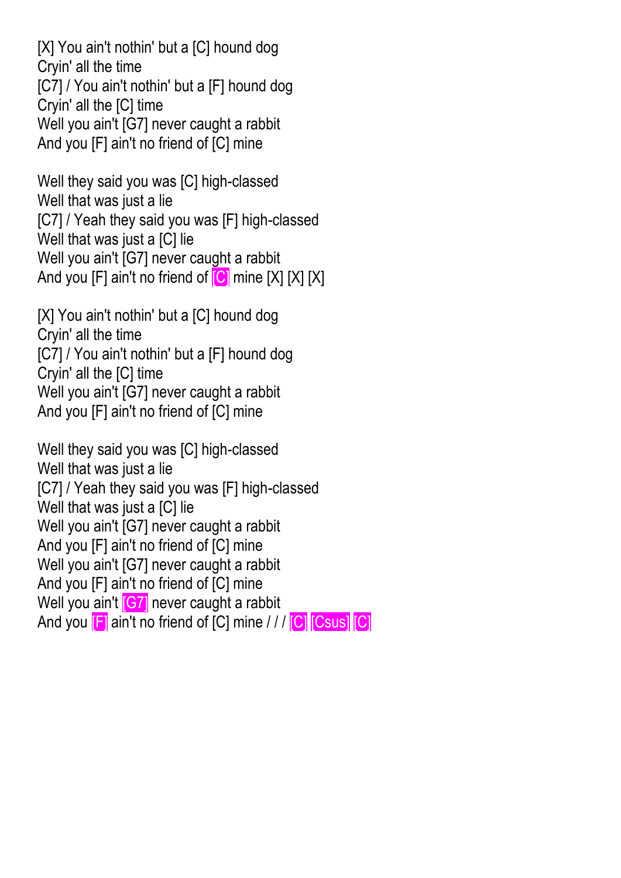[X] You ain't nothin' but a [C] hound dog
Cryin' all the time
[C7] / You ain't nothin' but a [F] hound dog
Cryin' all the [C] time
Well you ain't [G7] never caught a rabbit
And you [F] ain't no friend of [C] mine

Well they said you was [C] high-classed
Well that was just a lie
[C7] / Yeah they said you was [F] high-classed
Well that was just a [C] lie
Well you ain't [G7] never caught a rabbit
And you [F] ain't no friend of [C] mine [X] [X] [X]

[X] You ain't nothin' but a [C] hound dog
Cryin' all the time
[C7] / You ain't nothin' but a [F] hound dog
Cryin' all the [C] time
Well you ain't [G7] never caught a rabbit
And you [F] ain't no friend of [C] mine

Well they said you was [C] high-classed
Well that was just a lie
[C7] / Yeah they said you was [F] high-classed
Well that was just a [C] lie
Well you ain't [G7] never caught a rabbit
And you [F] ain't no friend of [C] mine
Well you ain't [G7] never caught a rabbit
And you [F] ain't no friend of [C] mine
Well you ain't [G7] never caught a rabbit
And you [F] ain't no friend of [C] mine / / / [C] [Csus] [C]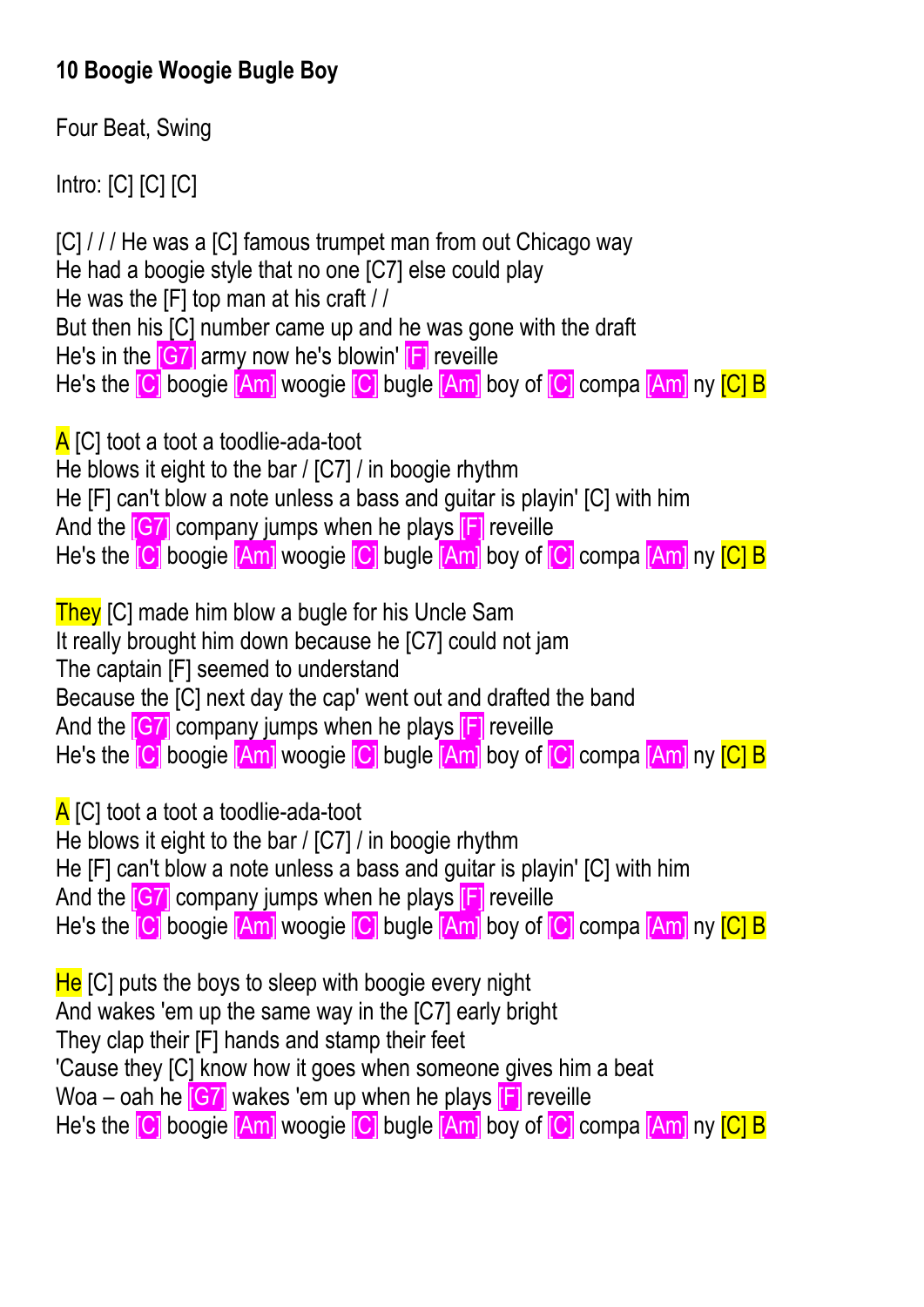**10 Boogie Woogie Bugle Boy**

Four Beat, Swing

Intro: [C] [C] [C]

[C] / / / He was a [C] famous trumpet man from out Chicago way
He had a boogie style that no one [C7] else could play
He was the [F] top man at his craft / /
But then his [C] number came up and he was gone with the draft
He's in the [G7] army now he's blowin' [F] reveille
He's the [C] boogie [Am] woogie [C] bugle [Am] boy of [C] compa [Am] ny [C] B

A [C] toot a toot a toodlie-ada-toot
He blows it eight to the bar / [C7] / in boogie rhythm
He [F] can't blow a note unless a bass and guitar is playin' [C] with him
And the [G7] company jumps when he plays [F] reveille
He's the [C] boogie [Am] woogie [C] bugle [Am] boy of [C] compa [Am] ny [C] B

They [C] made him blow a bugle for his Uncle Sam
It really brought him down because he [C7] could not jam
The captain [F] seemed to understand
Because the [C] next day the cap' went out and drafted the band
And the [G7] company jumps when he plays [F] reveille
He's the [C] boogie [Am] woogie [C] bugle [Am] boy of [C] compa [Am] ny [C] B

A [C] toot a toot a toodlie-ada-toot
He blows it eight to the bar / [C7] / in boogie rhythm
He [F] can't blow a note unless a bass and guitar is playin' [C] with him
And the [G7] company jumps when he plays [F] reveille
He's the [C] boogie [Am] woogie [C] bugle [Am] boy of [C] compa [Am] ny [C] B

He [C] puts the boys to sleep with boogie every night
And wakes 'em up the same way in the [C7] early bright
They clap their [F] hands and stamp their feet
'Cause they [C] know how it goes when someone gives him a beat
Woa – oah he [G7] wakes 'em up when he plays [F] reveille
He's the [C] boogie [Am] woogie [C] bugle [Am] boy of [C] compa [Am] ny [C] B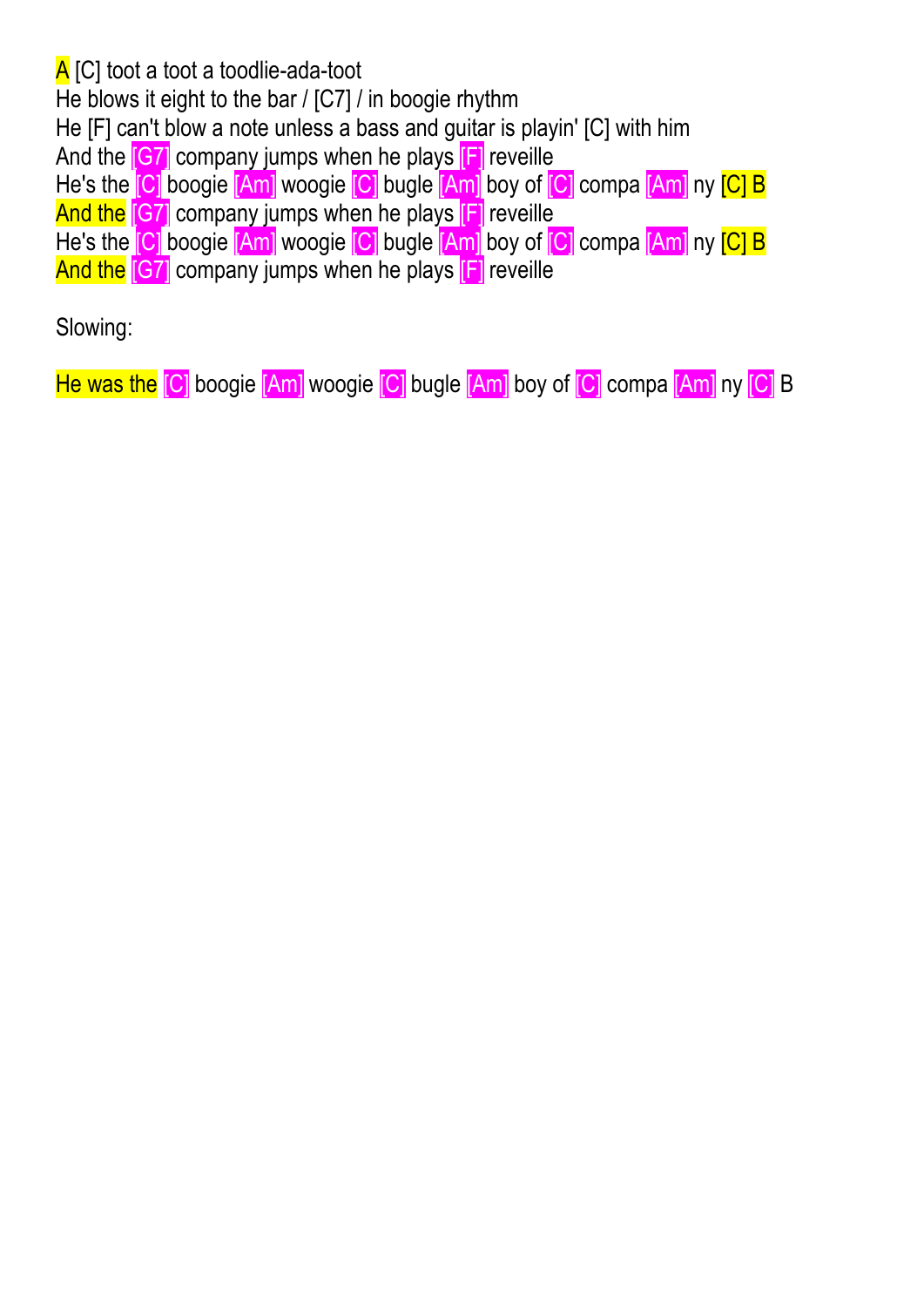A [C] toot a toot a toodlie-ada-toot
He blows it eight to the bar / [C7] / in boogie rhythm
He [F] can't blow a note unless a bass and guitar is playin' [C] with him
And the [G7] company jumps when he plays [F] reveille
He's the [C] boogie [Am] woogie [C] bugle [Am] boy of [C] compa [Am] ny [C] B
And the [G7] company jumps when he plays [F] reveille
He's the [C] boogie [Am] woogie [C] bugle [Am] boy of [C] compa [Am] ny [C] B
And the [G7] company jumps when he plays [F] reveille

Slowing:

He was the [C] boogie [Am] woogie [C] bugle [Am] boy of [C] compa [Am] ny [C] B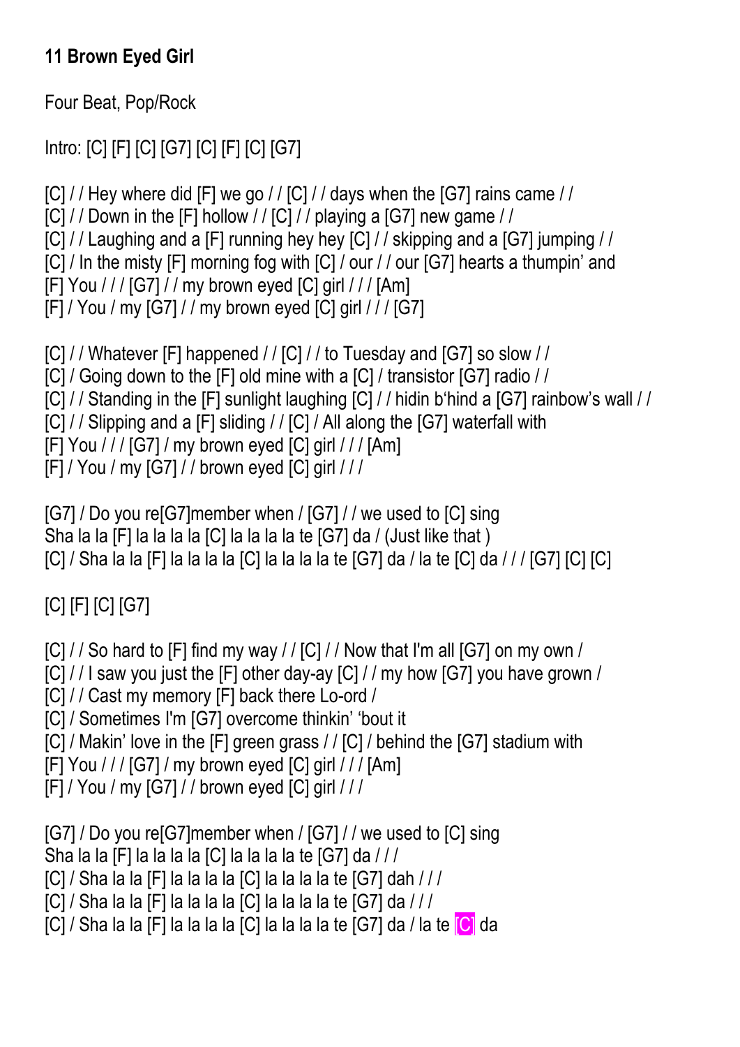**11 Brown Eyed Girl**

Four Beat, Pop/Rock

Intro: [C] [F] [C] [G7] [C] [F] [C] [G7]

[C] / / Hey where did [F] we go / / [C] / / days when the [G7] rains came / /
[C] / / Down in the [F] hollow / / [C] / / playing a [G7] new game / /
[C] / / Laughing and a [F] running hey hey [C] / / skipping and a [G7] jumping / /
[C] / In the misty [F] morning fog with [C] / our / / our [G7] hearts a thumpin' and
[F] You / / / [G7] / / my brown eyed [C] girl / / / [Am]
[F] / You / my [G7] / / my brown eyed [C] girl / / / [G7]

[C] / / Whatever [F] happened / / [C] / / to Tuesday and [G7] so slow / /
[C] / Going down to the [F] old mine with a [C] / transistor [G7] radio / /
[C] / / Standing in the [F] sunlight laughing [C] / / hidin b'hind a [G7] rainbow's wall / /
[C] / / Slipping and a [F] sliding / / [C] / All along the [G7] waterfall with
[F] You / / / [G7] / my brown eyed [C] girl / / / [Am]
[F] / You / my [G7] / / brown eyed [C] girl / / /

[G7] / Do you re[G7]member when / [G7] / / we used to [C] sing
Sha la la [F] la la la la [C] la la la la te [G7] da / (Just like that )
[C] / Sha la la [F] la la la la [C] la la la la te [G7] da / la te [C] da / / / [G7] [C] [C]

[C] [F] [C] [G7]

[C] / / So hard to [F] find my way / / [C] / / Now that I'm all [G7] on my own /
[C] / / I saw you just the [F] other day-ay [C] / / my how [G7] you have grown /
[C] / / Cast my memory [F] back there Lo-ord /
[C] / Sometimes I'm [G7] overcome thinkin' 'bout it
[C] / Makin' love in the [F] green grass / / [C] / behind the [G7] stadium with
[F] You / / / [G7] / my brown eyed [C] girl / / / [Am]
[F] / You / my [G7] / / brown eyed [C] girl / / /

[G7] / Do you re[G7]member when / [G7] / / we used to [C] sing
Sha la la [F] la la la la [C] la la la la te [G7] da / / /
[C] / Sha la la [F] la la la la [C] la la la la te [G7] dah / / /
[C] / Sha la la [F] la la la la [C] la la la la te [G7] da / / /
[C] / Sha la la [F] la la la la [C] la la la la te [G7] da / la te [C] da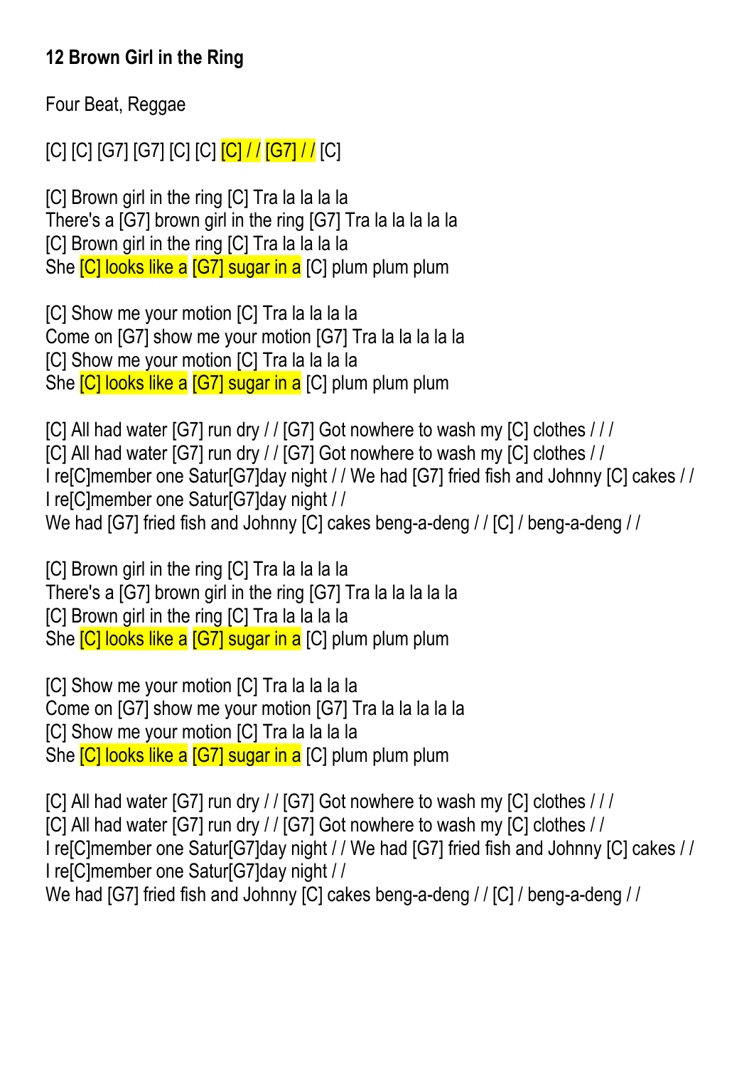**12 Brown Girl in the Ring**

Four Beat, Reggae

[C] [C] [G7] [G7] [C] [C] [C] / / [G7] / / [C]

[C] Brown girl in the ring [C] Tra la la la la
There's a [G7] brown girl in the ring [G7] Tra la la la la la
[C] Brown girl in the ring [C] Tra la la la la
She [C] looks like a [G7] sugar in a [C] plum plum plum

[C] Show me your motion [C] Tra la la la la
Come on [G7] show me your motion [G7] Tra la la la la la
[C] Show me your motion [C] Tra la la la la
She [C] looks like a [G7] sugar in a [C] plum plum plum

[C] All had water [G7] run dry / / [G7] Got nowhere to wash my [C] clothes / / /
[C] All had water [G7] run dry / / [G7] Got nowhere to wash my [C] clothes / /
I re[C]member one Satur[G7]day night / / We had [G7] fried fish and Johnny [C] cakes / /
I re[C]member one Satur[G7]day night / /
We had [G7] fried fish and Johnny [C] cakes beng-a-deng / / [C] / beng-a-deng / /

[C] Brown girl in the ring [C] Tra la la la la
There's a [G7] brown girl in the ring [G7] Tra la la la la la
[C] Brown girl in the ring [C] Tra la la la la
She [C] looks like a [G7] sugar in a [C] plum plum plum

[C] Show me your motion [C] Tra la la la la
Come on [G7] show me your motion [G7] Tra la la la la la
[C] Show me your motion [C] Tra la la la la
She [C] looks like a [G7] sugar in a [C] plum plum plum

[C] All had water [G7] run dry / / [G7] Got nowhere to wash my [C] clothes / / /
[C] All had water [G7] run dry / / [G7] Got nowhere to wash my [C] clothes / /
I re[C]member one Satur[G7]day night / / We had [G7] fried fish and Johnny [C] cakes / /
I re[C]member one Satur[G7]day night / /
We had [G7] fried fish and Johnny [C] cakes beng-a-deng / / [C] / beng-a-deng / /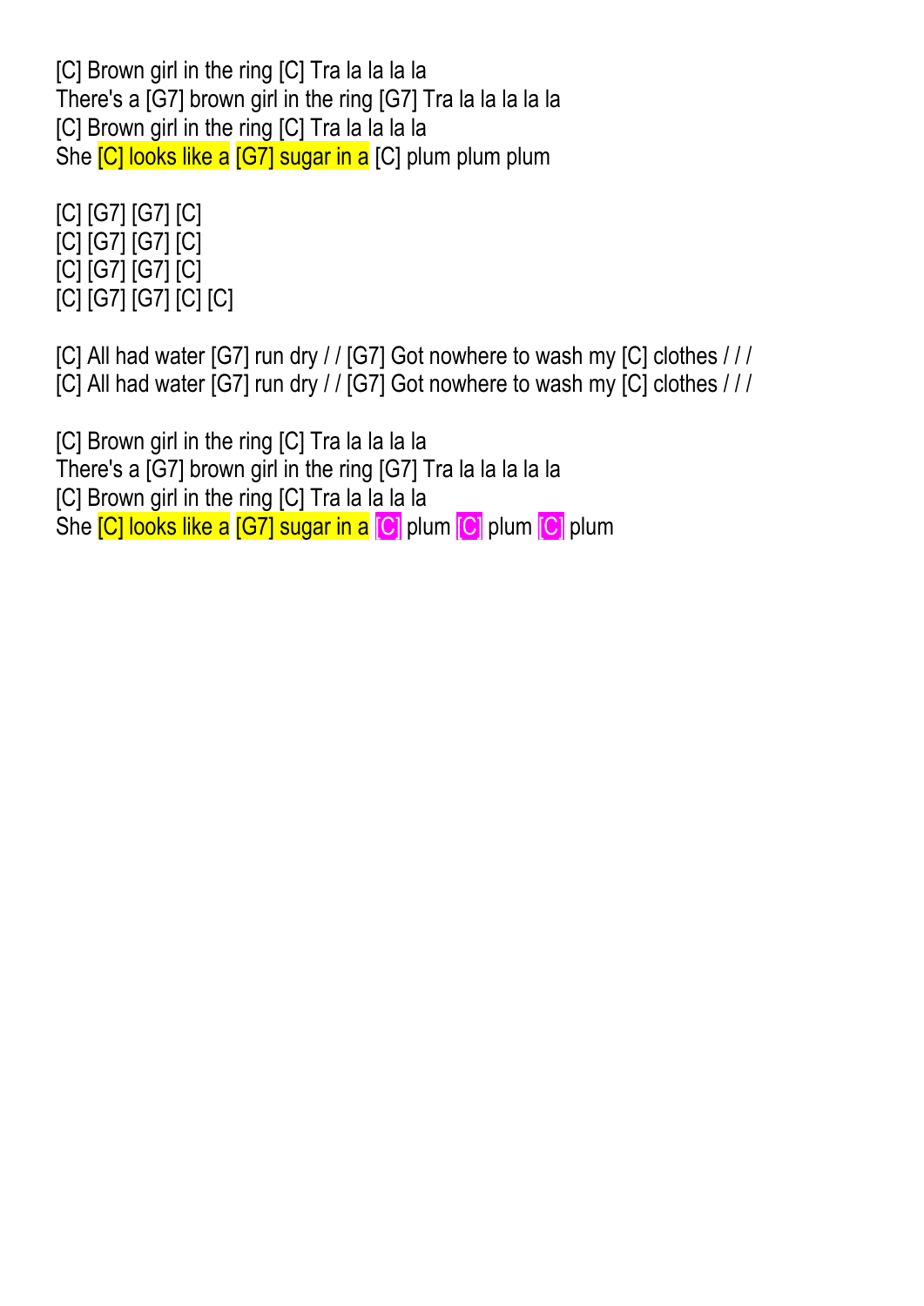[C] Brown girl in the ring [C] Tra la la la la
There's a [G7] brown girl in the ring [G7] Tra la la la la la
[C] Brown girl in the ring [C] Tra la la la la
She [C] looks like a [G7] sugar in a [C] plum plum plum

[C] [G7] [G7] [C]
[C] [G7] [G7] [C]
[C] [G7] [G7] [C]
[C] [G7] [G7] [C] [C]

[C] All had water [G7] run dry / / [G7] Got nowhere to wash my [C] clothes / / /
[C] All had water [G7] run dry / / [G7] Got nowhere to wash my [C] clothes / / /

[C] Brown girl in the ring [C] Tra la la la la
There's a [G7] brown girl in the ring [G7] Tra la la la la la
[C] Brown girl in the ring [C] Tra la la la la
She [C] looks like a [G7] sugar in a [C] plum [C] plum [C] plum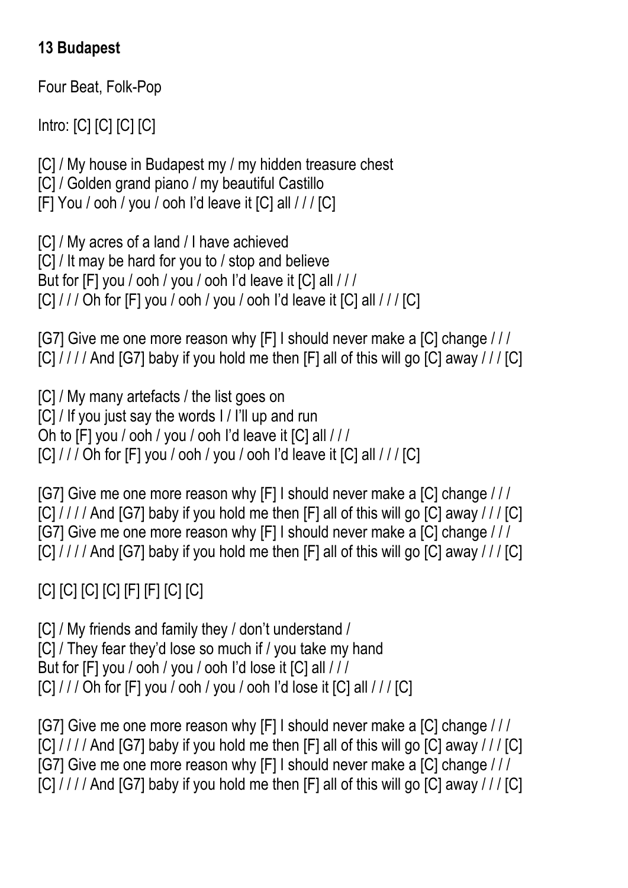**13 Budapest**

Four Beat, Folk-Pop

Intro: [C] [C] [C] [C]

[C] / My house in Budapest my / my hidden treasure chest
[C] / Golden grand piano / my beautiful Castillo
[F] You / ooh / you / ooh I'd leave it [C] all / / / [C]

[C] / My acres of a land / I have achieved
[C] / It may be hard for you to / stop and believe
But for [F] you / ooh / you / ooh I'd leave it [C] all / / /
[C] / / / Oh for [F] you / ooh / you / ooh I'd leave it [C] all / / / [C]

[G7] Give me one more reason why [F] I should never make a [C] change / / /
[C] / / / / And [G7] baby if you hold me then [F] all of this will go [C] away / / / [C]

[C] / My many artefacts / the list goes on
[C] / If you just say the words I / I'll up and run
Oh to [F] you / ooh / you / ooh I'd leave it [C] all / / /
[C] / / / Oh for [F] you / ooh / you / ooh I'd leave it [C] all / / / [C]

[G7] Give me one more reason why [F] I should never make a [C] change / / /
[C] / / / / And [G7] baby if you hold me then [F] all of this will go [C] away / / / [C]
[G7] Give me one more reason why [F] I should never make a [C] change / / /
[C] / / / / And [G7] baby if you hold me then [F] all of this will go [C] away / / / [C]

[C] [C] [C] [C] [F] [F] [C] [C]

[C] / My friends and family they / don't understand /
[C] / They fear they'd lose so much if / you take my hand
But for [F] you / ooh / you / ooh I'd lose it [C] all / / /
[C] / / / Oh for [F] you / ooh / you / ooh I'd lose it [C] all / / / [C]

[G7] Give me one more reason why [F] I should never make a [C] change / / /
[C] / / / / And [G7] baby if you hold me then [F] all of this will go [C] away / / / [C]
[G7] Give me one more reason why [F] I should never make a [C] change / / /
[C] / / / / And [G7] baby if you hold me then [F] all of this will go [C] away / / / [C]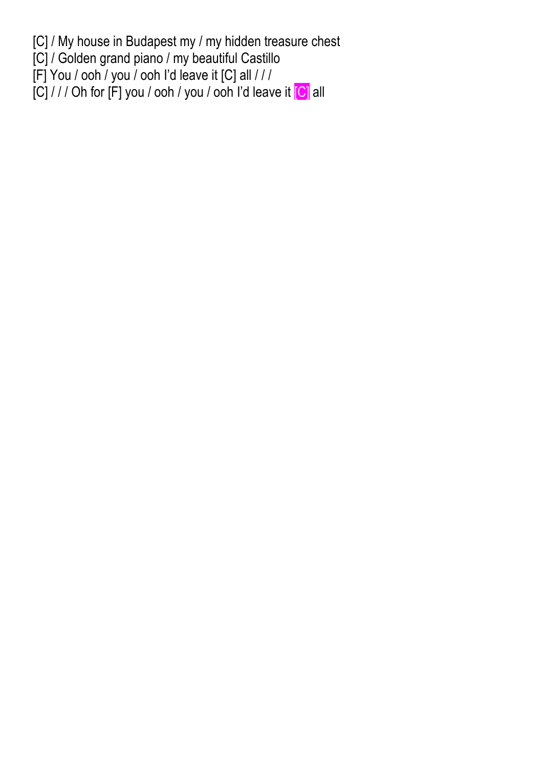[C] / My house in Budapest my / my hidden treasure chest
[C] / Golden grand piano / my beautiful Castillo
[F] You / ooh / you / ooh I'd leave it [C] all / / /
[C] / / / Oh for [F] you / ooh / you / ooh I'd leave it [C] all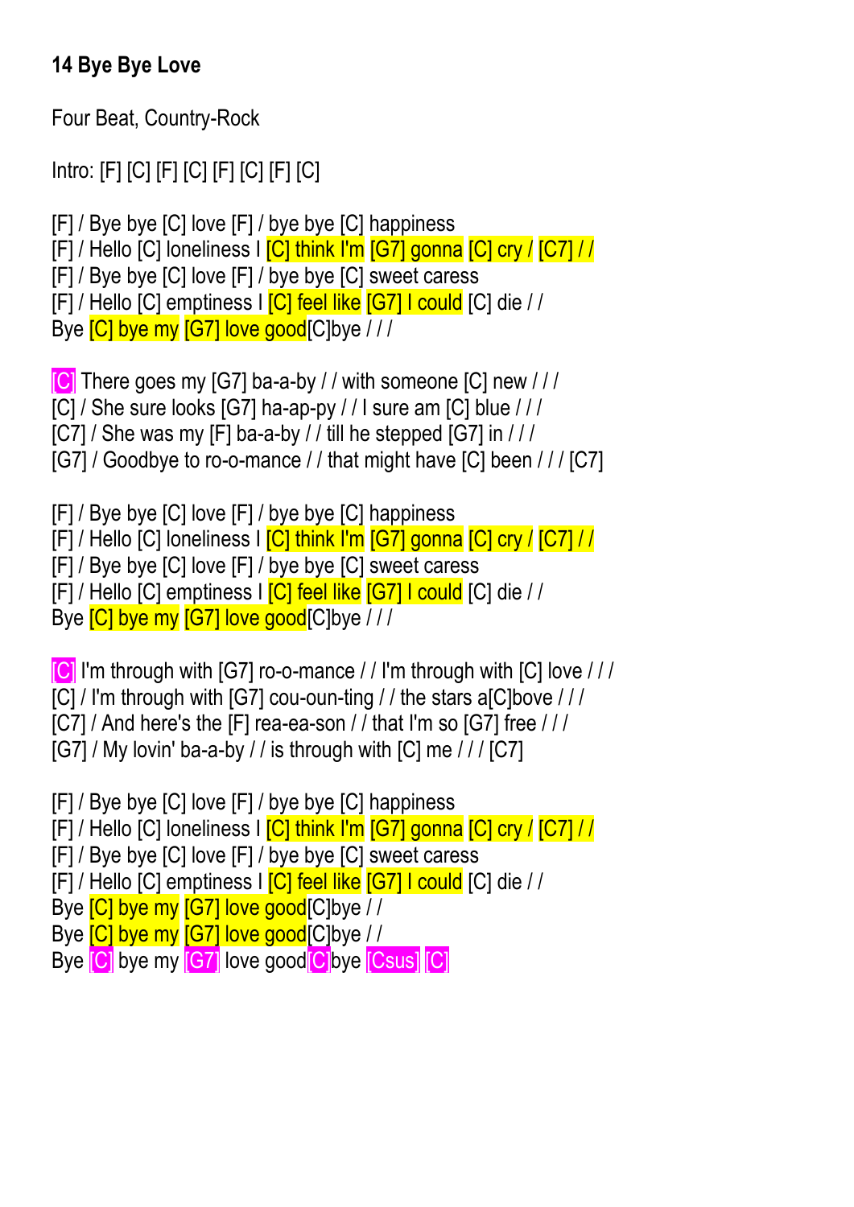**14 Bye Bye Love**

Four Beat, Country-Rock

Intro: [F] [C] [F] [C] [F] [C] [F] [C]

[F] / Bye bye [C] love [F] / bye bye [C] happiness
[F] / Hello [C] loneliness I [C] think I'm [G7] gonna [C] cry / [C7] / /
[F] / Bye bye [C] love [F] / bye bye [C] sweet caress
[F] / Hello [C] emptiness I [C] feel like [G7] I could [C] die / /
Bye [C] bye my [G7] love good[C]bye / / /

[C] There goes my [G7] ba-a-by / / with someone [C] new / / /
[C] / She sure looks [G7] ha-ap-py / / I sure am [C] blue / / /
[C7] / She was my [F] ba-a-by / / till he stepped [G7] in / / /
[G7] / Goodbye to ro-o-mance / / that might have [C] been / / / [C7]

[F] / Bye bye [C] love [F] / bye bye [C] happiness
[F] / Hello [C] loneliness I [C] think I'm [G7] gonna [C] cry / [C7] / /
[F] / Bye bye [C] love [F] / bye bye [C] sweet caress
[F] / Hello [C] emptiness I [C] feel like [G7] I could [C] die / /
Bye [C] bye my [G7] love good[C]bye / / /

[C] I'm through with [G7] ro-o-mance / / I'm through with [C] love / / /
[C] / I'm through with [G7] cou-oun-ting / / the stars a[C]bove / / /
[C7] / And here's the [F] rea-ea-son / / that I'm so [G7] free / / /
[G7] / My lovin' ba-a-by / / is through with [C] me / / / [C7]

[F] / Bye bye [C] love [F] / bye bye [C] happiness
[F] / Hello [C] loneliness I [C] think I'm [G7] gonna [C] cry / [C7] / /
[F] / Bye bye [C] love [F] / bye bye [C] sweet caress
[F] / Hello [C] emptiness I [C] feel like [G7] I could [C] die / /
Bye [C] bye my [G7] love good[C]bye / /
Bye [C] bye my [G7] love good[C]bye / /
Bye [C] bye my [G7] love good[C]bye [Csus] [C]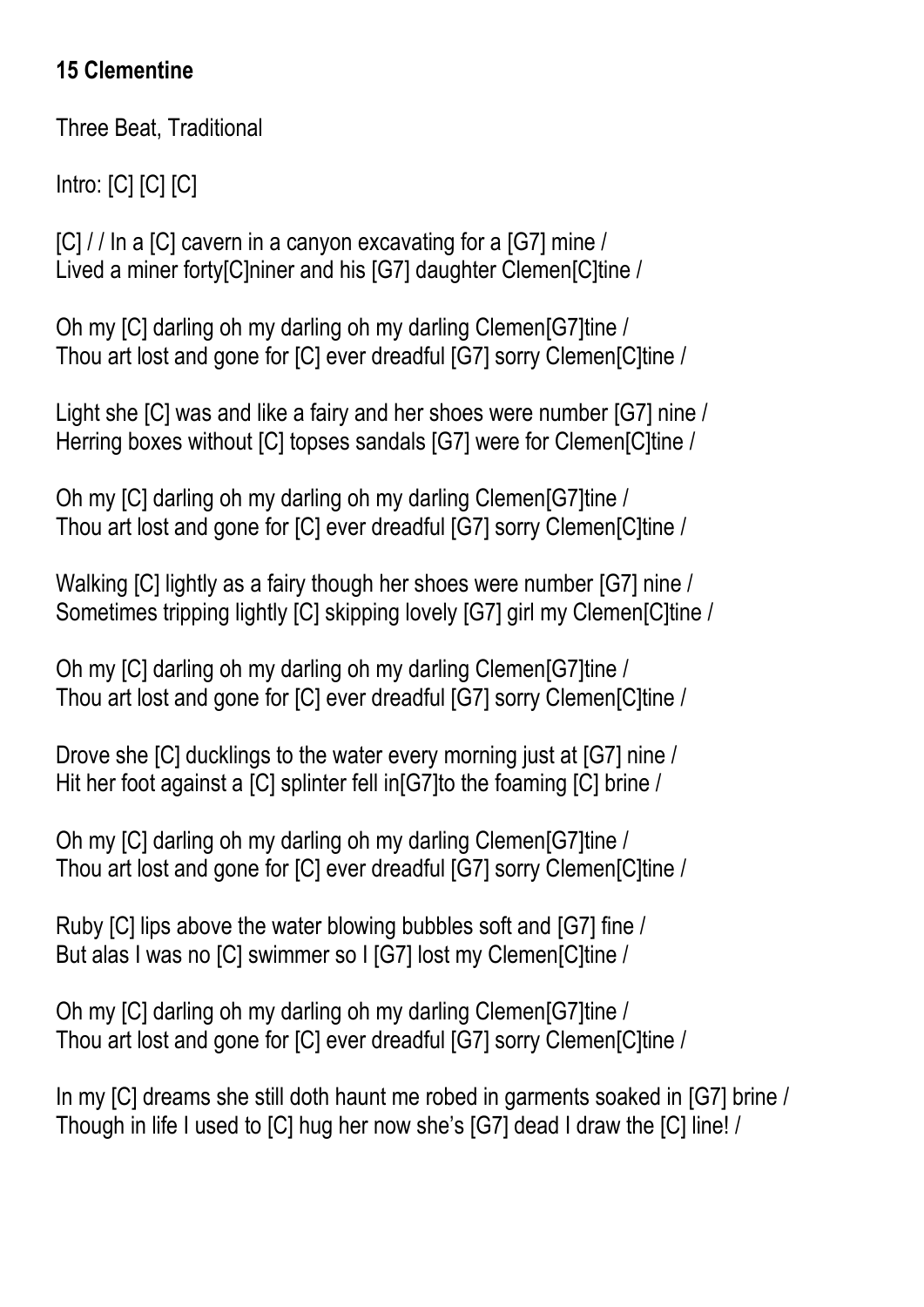**15 Clementine**

Three Beat, Traditional

Intro: [C] [C] [C]

[C] / / In a [C] cavern in a canyon excavating for a [G7] mine /
Lived a miner forty[C]niner and his [G7] daughter Clemen[C]tine /

Oh my [C] darling oh my darling oh my darling Clemen[G7]tine /
Thou art lost and gone for [C] ever dreadful [G7] sorry Clemen[C]tine /

Light she [C] was and like a fairy and her shoes were number [G7] nine /
Herring boxes without [C] topses sandals [G7] were for Clemen[C]tine /

Oh my [C] darling oh my darling oh my darling Clemen[G7]tine /
Thou art lost and gone for [C] ever dreadful [G7] sorry Clemen[C]tine /

Walking [C] lightly as a fairy though her shoes were number [G7] nine /
Sometimes tripping lightly [C] skipping lovely [G7] girl my Clemen[C]tine /

Oh my [C] darling oh my darling oh my darling Clemen[G7]tine /
Thou art lost and gone for [C] ever dreadful [G7] sorry Clemen[C]tine /

Drove she [C] ducklings to the water every morning just at [G7] nine /
Hit her foot against a [C] splinter fell in[G7]to the foaming [C] brine /

Oh my [C] darling oh my darling oh my darling Clemen[G7]tine /
Thou art lost and gone for [C] ever dreadful [G7] sorry Clemen[C]tine /

Ruby [C] lips above the water blowing bubbles soft and [G7] fine /
But alas I was no [C] swimmer so I [G7] lost my Clemen[C]tine /

Oh my [C] darling oh my darling oh my darling Clemen[G7]tine /
Thou art lost and gone for [C] ever dreadful [G7] sorry Clemen[C]tine /

In my [C] dreams she still doth haunt me robed in garments soaked in [G7] brine /
Though in life I used to [C] hug her now she's [G7] dead I draw the [C] line! /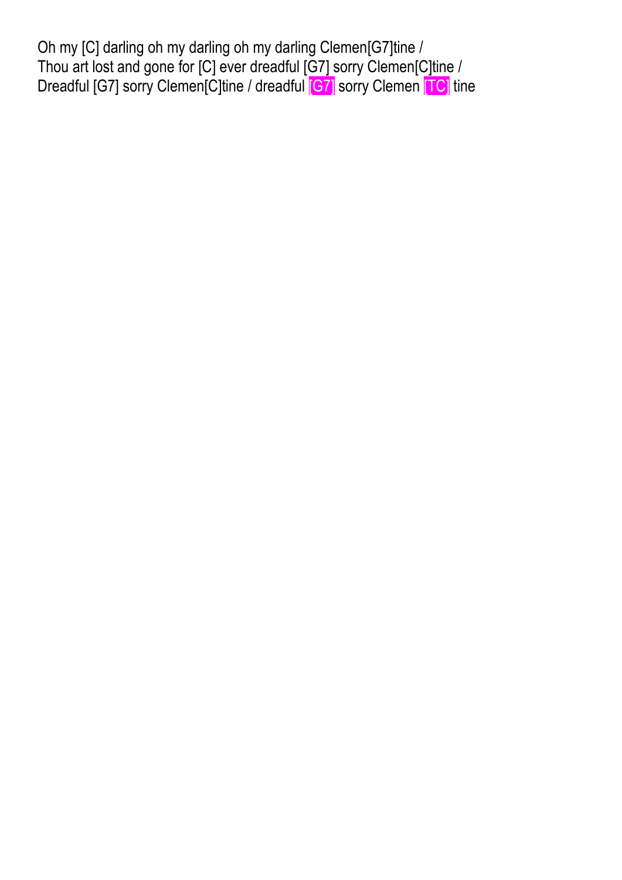Oh my [C] darling oh my darling oh my darling Clemen[G7]tine /
Thou art lost and gone for [C] ever dreadful [G7] sorry Clemen[C]tine /
Dreadful [G7] sorry Clemen[C]tine / dreadful [G7] sorry Clemen [TC] tine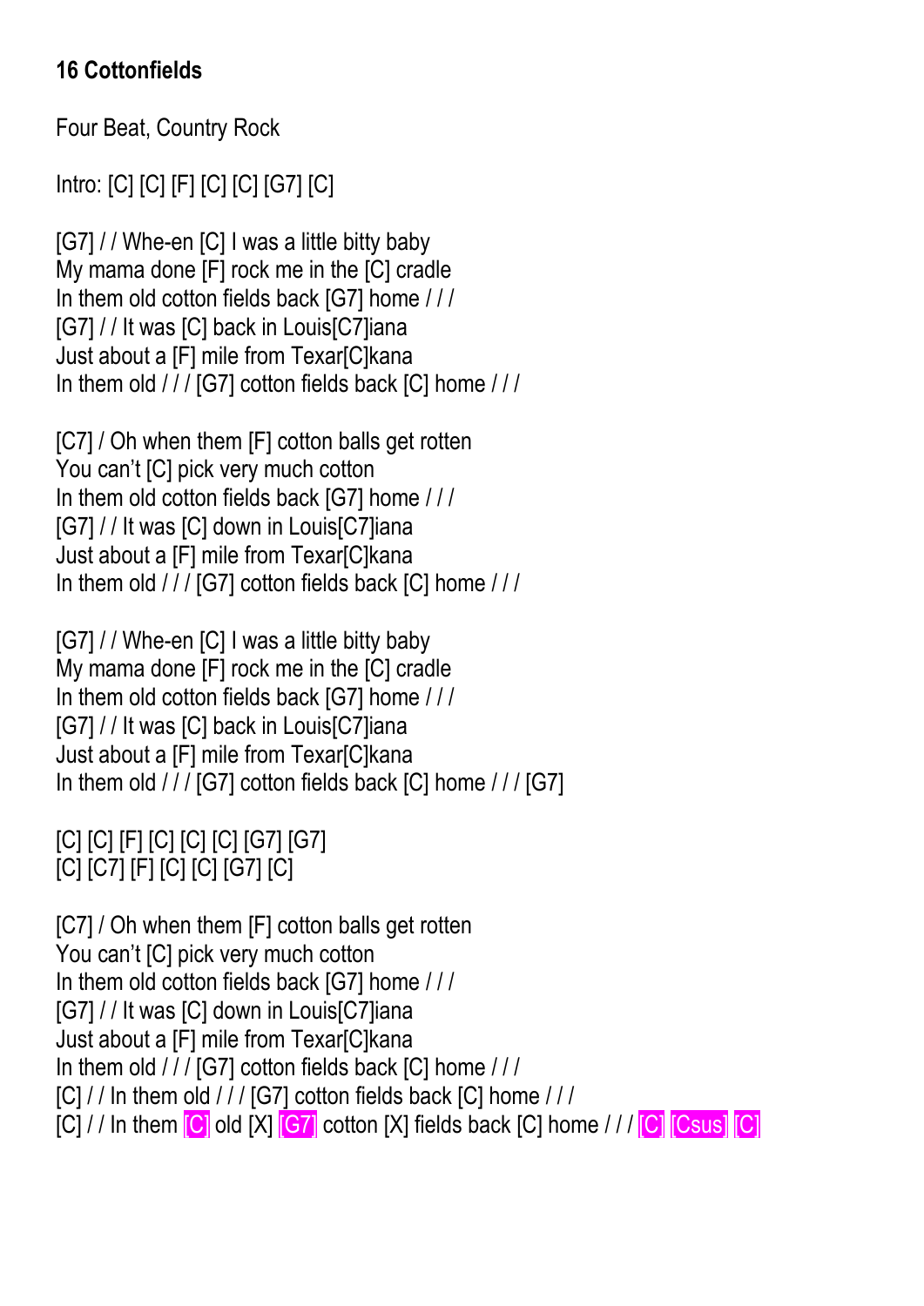**16 Cottonfields**

Four Beat, Country Rock

Intro: [C] [C] [F] [C] [C] [G7] [C]

[G7] / / Whe-en [C] I was a little bitty baby
My mama done [F] rock me in the [C] cradle
In them old cotton fields back [G7] home / / /
[G7] / / It was [C] back in Louis[C7]iana
Just about a [F] mile from Texar[C]kana
In them old / / / [G7] cotton fields back [C] home / / /

[C7] / Oh when them [F] cotton balls get rotten
You can't [C] pick very much cotton
In them old cotton fields back [G7] home / / /
[G7] / / It was [C] down in Louis[C7]iana
Just about a [F] mile from Texar[C]kana
In them old / / / [G7] cotton fields back [C] home / / /

[G7] / / Whe-en [C] I was a little bitty baby
My mama done [F] rock me in the [C] cradle
In them old cotton fields back [G7] home / / /
[G7] / / It was [C] back in Louis[C7]iana
Just about a [F] mile from Texar[C]kana
In them old / / / [G7] cotton fields back [C] home / / / [G7]

[C] [C] [F] [C] [C] [C] [G7] [G7]
[C] [C7] [F] [C] [C] [G7] [C]

[C7] / Oh when them [F] cotton balls get rotten
You can't [C] pick very much cotton
In them old cotton fields back [G7] home / / /
[G7] / / It was [C] down in Louis[C7]iana
Just about a [F] mile from Texar[C]kana
In them old / / / [G7] cotton fields back [C] home / / /
[C] / / In them old / / / [G7] cotton fields back [C] home / / /
[C] / / In them [C] old [X] [G7] cotton [X] fields back [C] home / / / [C] [Csus] [C]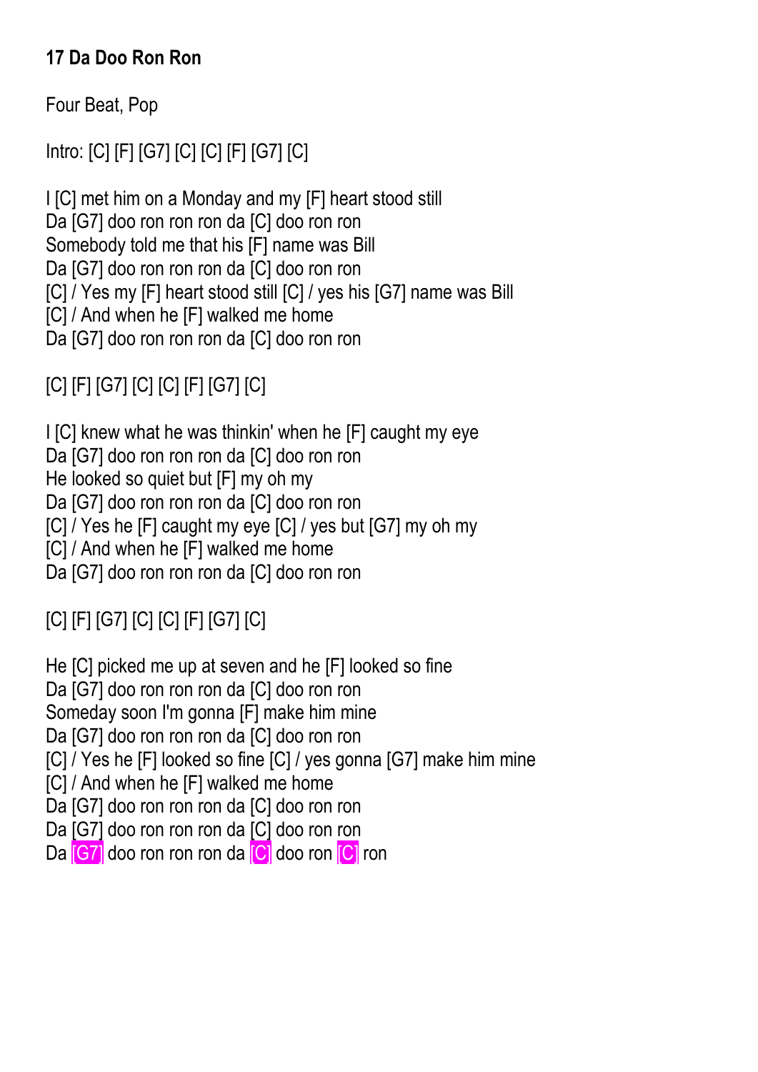**17 Da Doo Ron Ron**

Four Beat, Pop

Intro: [C] [F] [G7] [C] [C] [F] [G7] [C]

I [C] met him on a Monday and my [F] heart stood still
Da [G7] doo ron ron ron da [C] doo ron ron
Somebody told me that his [F] name was Bill
Da [G7] doo ron ron ron da [C] doo ron ron
[C] / Yes my [F] heart stood still [C] / yes his [G7] name was Bill
[C] / And when he [F] walked me home
Da [G7] doo ron ron ron da [C] doo ron ron

[C] [F] [G7] [C] [C] [F] [G7] [C]

I [C] knew what he was thinkin' when he [F] caught my eye
Da [G7] doo ron ron ron da [C] doo ron ron
He looked so quiet but [F] my oh my
Da [G7] doo ron ron ron da [C] doo ron ron
[C] / Yes he [F] caught my eye [C] / yes but [G7] my oh my
[C] / And when he [F] walked me home
Da [G7] doo ron ron ron da [C] doo ron ron

[C] [F] [G7] [C] [C] [F] [G7] [C]

He [C] picked me up at seven and he [F] looked so fine
Da [G7] doo ron ron ron da [C] doo ron ron
Someday soon I'm gonna [F] make him mine
Da [G7] doo ron ron ron da [C] doo ron ron
[C] / Yes he [F] looked so fine [C] / yes gonna [G7] make him mine
[C] / And when he [F] walked me home
Da [G7] doo ron ron ron da [C] doo ron ron
Da [G7] doo ron ron ron da [C] doo ron ron
Da [G7] doo ron ron ron da [C] doo ron [C] ron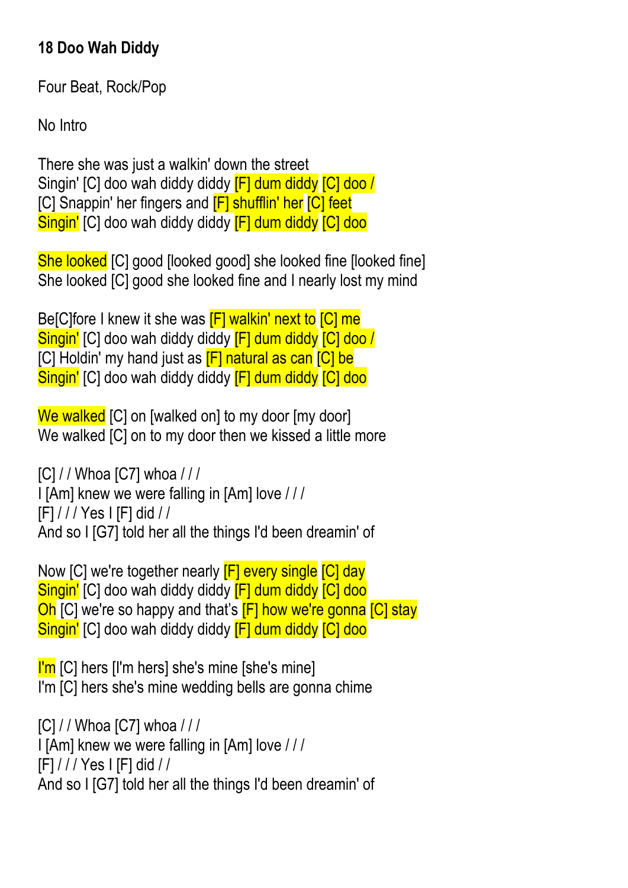## 18 Doo Wah Diddy

Four Beat, Rock/Pop

No Intro

There she was just a walkin' down the street
Singin' [C] doo wah diddy diddy [F] dum diddy [C] doo /
[C] Snappin' her fingers and [F] shufflin' her [C] feet
Singin' [C] doo wah diddy diddy [F] dum diddy [C] doo

She looked [C] good [looked good] she looked fine [looked fine]
She looked [C] good she looked fine and I nearly lost my mind

Be[C]fore I knew it she was [F] walkin' next to [C] me
Singin' [C] doo wah diddy diddy [F] dum diddy [C] doo /
[C] Holdin' my hand just as [F] natural as can [C] be
Singin' [C] doo wah diddy diddy [F] dum diddy [C] doo

We walked [C] on [walked on] to my door [my door]
We walked [C] on to my door then we kissed a little more

[C] / / Whoa [C7] whoa / / /
I [Am] knew we were falling in [Am] love / / /
[F] / / / Yes I [F] did / /
And so I [G7] told her all the things I'd been dreamin' of

Now [C] we're together nearly [F] every single [C] day
Singin' [C] doo wah diddy diddy [F] dum diddy [C] doo
Oh [C] we're so happy and that's [F] how we're gonna [C] stay
Singin' [C] doo wah diddy diddy [F] dum diddy [C] doo

I'm [C] hers [I'm hers] she's mine [she's mine]
I'm [C] hers she's mine wedding bells are gonna chime

[C] / / Whoa [C7] whoa / / /
I [Am] knew we were falling in [Am] love / / /
[F] / / / Yes I [F] did / /
And so I [G7] told her all the things I'd been dreamin' of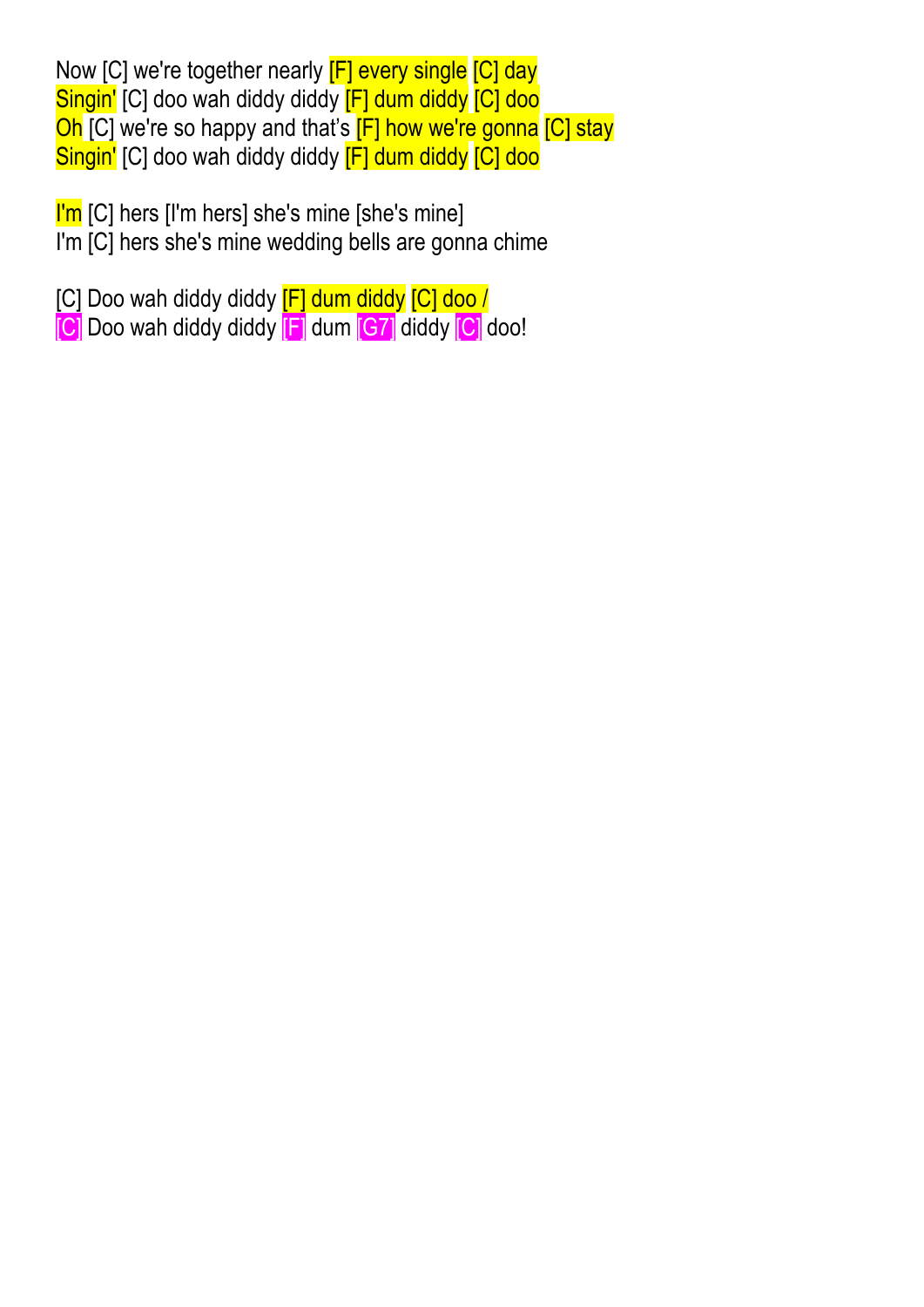Now [C] we're together nearly [F] every single [C] day
Singin' [C] doo wah diddy diddy [F] dum diddy [C] doo
Oh [C] we're so happy and that's [F] how we're gonna [C] stay
Singin' [C] doo wah diddy diddy [F] dum diddy [C] doo

I'm [C] hers [I'm hers] she's mine [she's mine]
I'm [C] hers she's mine wedding bells are gonna chime

[C] Doo wah diddy diddy [F] dum diddy [C] doo /
[C] Doo wah diddy diddy [F] dum [G7] diddy [C] doo!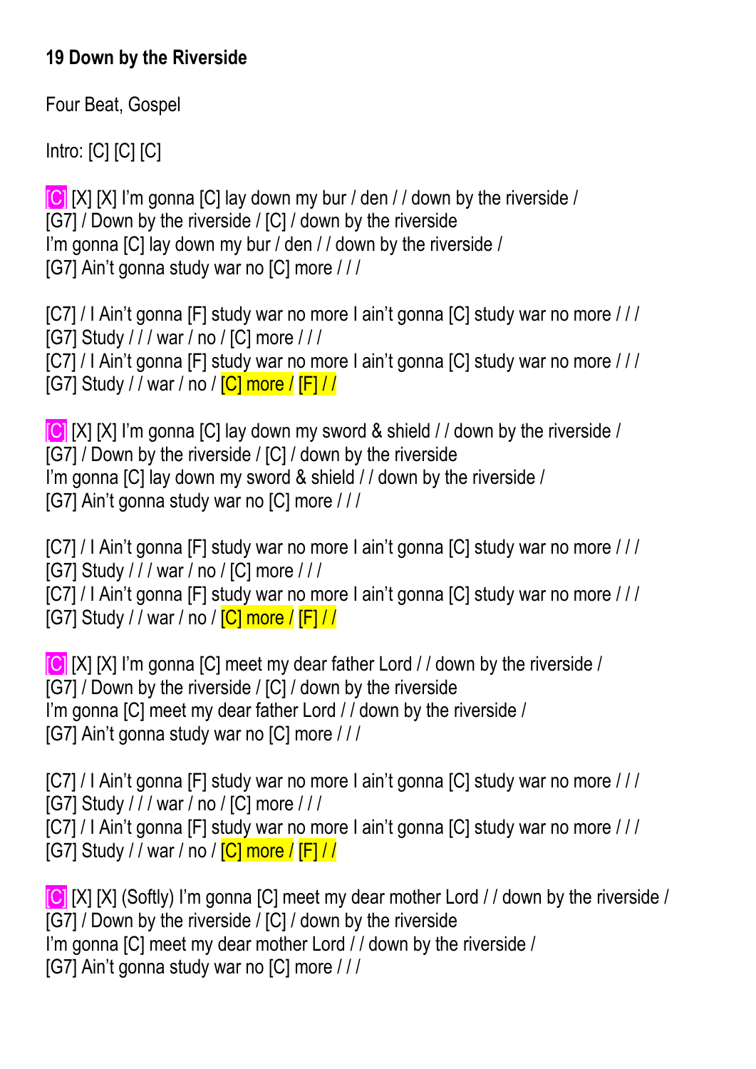**19 Down by the Riverside**

Four Beat, Gospel

Intro: [C] [C] [C]

[C] [X] [X] I'm gonna [C] lay down my bur / den / / down by the riverside /
[G7] / Down by the riverside / [C] / down by the riverside
I'm gonna [C] lay down my bur / den / / down by the riverside /
[G7] Ain't gonna study war no [C] more / / /

[C7] / I Ain't gonna [F] study war no more I ain't gonna [C] study war no more / / /
[G7] Study / / / war / no / [C] more / / /
[C7] / I Ain't gonna [F] study war no more I ain't gonna [C] study war no more / / /
[G7] Study / / war / no / [C] more / [F] / /

[C] [X] [X] I'm gonna [C] lay down my sword & shield / / down by the riverside /
[G7] / Down by the riverside / [C] / down by the riverside
I'm gonna [C] lay down my sword & shield / / down by the riverside /
[G7] Ain't gonna study war no [C] more / / /

[C7] / I Ain't gonna [F] study war no more I ain't gonna [C] study war no more / / /
[G7] Study / / / war / no / [C] more / / /
[C7] / I Ain't gonna [F] study war no more I ain't gonna [C] study war no more / / /
[G7] Study / / war / no / [C] more / [F] / /

[C] [X] [X] I'm gonna [C] meet my dear father Lord / / down by the riverside /
[G7] / Down by the riverside / [C] / down by the riverside
I'm gonna [C] meet my dear father Lord / / down by the riverside /
[G7] Ain't gonna study war no [C] more / / /

[C7] / I Ain't gonna [F] study war no more I ain't gonna [C] study war no more / / /
[G7] Study / / / war / no / [C] more / / /
[C7] / I Ain't gonna [F] study war no more I ain't gonna [C] study war no more / / /
[G7] Study / / war / no / [C] more / [F] / /

[C] [X] [X] (Softly) I'm gonna [C] meet my dear mother Lord / / down by the riverside /
[G7] / Down by the riverside / [C] / down by the riverside
I'm gonna [C] meet my dear mother Lord / / down by the riverside /
[G7] Ain't gonna study war no [C] more / / /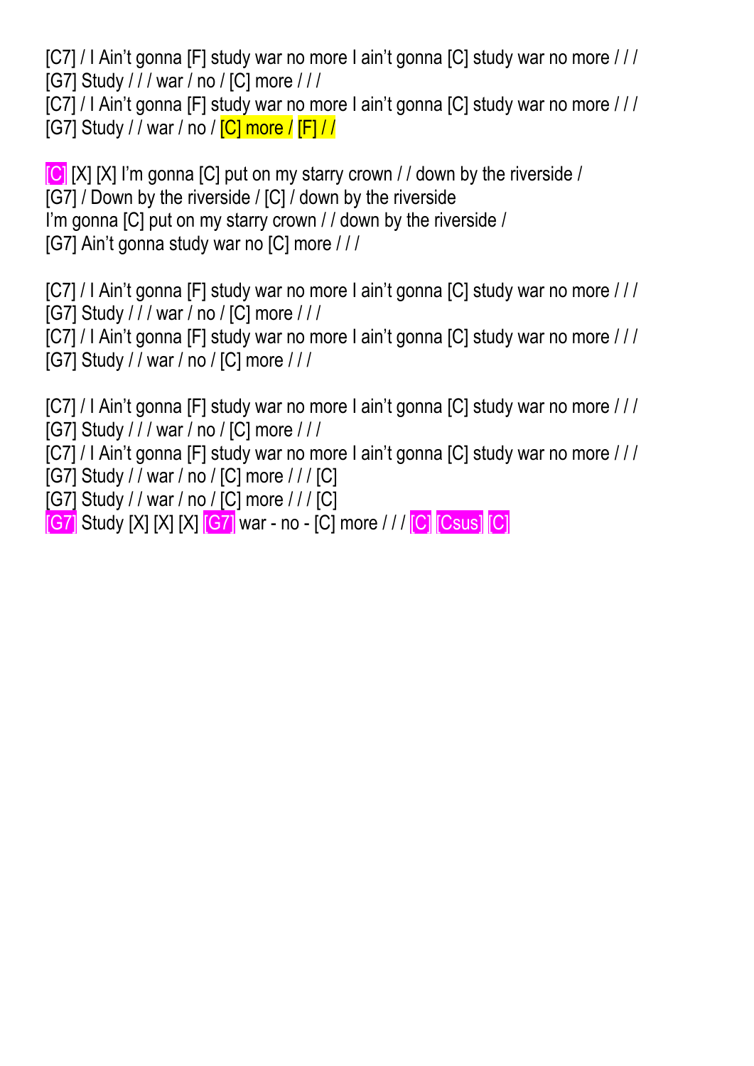[C7] / I Ain't gonna [F] study war no more I ain't gonna [C] study war no more / / /
[G7] Study / / / war / no / [C] more / / /
[C7] / I Ain't gonna [F] study war no more I ain't gonna [C] study war no more / / /
[G7] Study / / war / no / [C] more / [F] / /

[C] [X] [X] I'm gonna [C] put on my starry crown / / down by the riverside /
[G7] / Down by the riverside / [C] / down by the riverside
I'm gonna [C] put on my starry crown / / down by the riverside /
[G7] Ain't gonna study war no [C] more / / /

[C7] / I Ain't gonna [F] study war no more I ain't gonna [C] study war no more / / /
[G7] Study / / / war / no / [C] more / / /
[C7] / I Ain't gonna [F] study war no more I ain't gonna [C] study war no more / / /
[G7] Study / / war / no / [C] more / / /

[C7] / I Ain't gonna [F] study war no more I ain't gonna [C] study war no more / / /
[G7] Study / / / war / no / [C] more / / /
[C7] / I Ain't gonna [F] study war no more I ain't gonna [C] study war no more / / /
[G7] Study / / war / no / [C] more / / / [C]
[G7] Study / / war / no / [C] more / / / [C]
[G7] Study [X] [X] [X] [G7] war - no - [C] more / / / [C] [Csus] [C]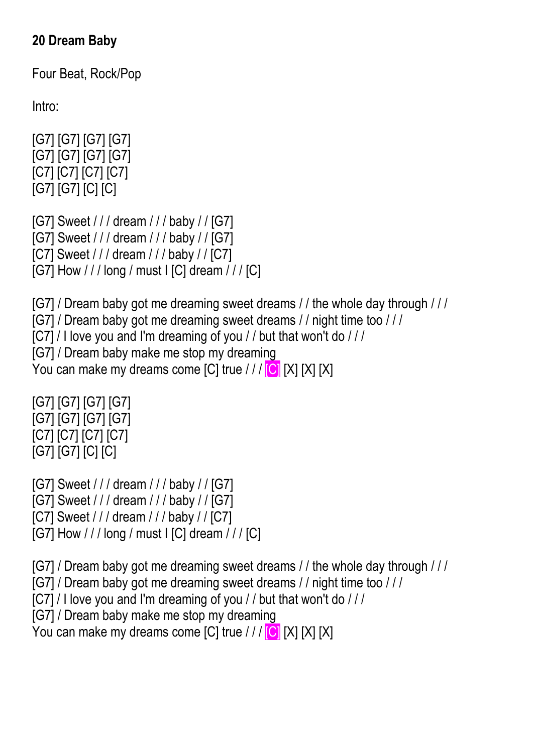**20 Dream Baby**

Four Beat, Rock/Pop

Intro:

[G7] [G7] [G7] [G7]
[G7] [G7] [G7] [G7]
[C7] [C7] [C7] [C7]
[G7] [G7] [C] [C]

[G7] Sweet / / / dream / / / baby / / [G7]
[G7] Sweet / / / dream / / / baby / / [G7]
[C7] Sweet / / / dream / / / baby / / [C7]
[G7] How / / / long / must I [C] dream / / / [C]

[G7] / Dream baby got me dreaming sweet dreams / / the whole day through / / /
[G7] / Dream baby got me dreaming sweet dreams / / night time too / / /
[C7] / I love you and I'm dreaming of you / / but that won't do / / /
[G7] / Dream baby make me stop my dreaming
You can make my dreams come [C] true / / / [C] [X] [X] [X]

[G7] [G7] [G7] [G7]
[G7] [G7] [G7] [G7]
[C7] [C7] [C7] [C7]
[G7] [G7] [C] [C]

[G7] Sweet / / / dream / / / baby / / [G7]
[G7] Sweet / / / dream / / / baby / / [G7]
[C7] Sweet / / / dream / / / baby / / [C7]
[G7] How / / / long / must I [C] dream / / / [C]

[G7] / Dream baby got me dreaming sweet dreams / / the whole day through / / /
[G7] / Dream baby got me dreaming sweet dreams / / night time too / / /
[C7] / I love you and I'm dreaming of you / / but that won't do / / /
[G7] / Dream baby make me stop my dreaming
You can make my dreams come [C] true / / / [C] [X] [X] [X]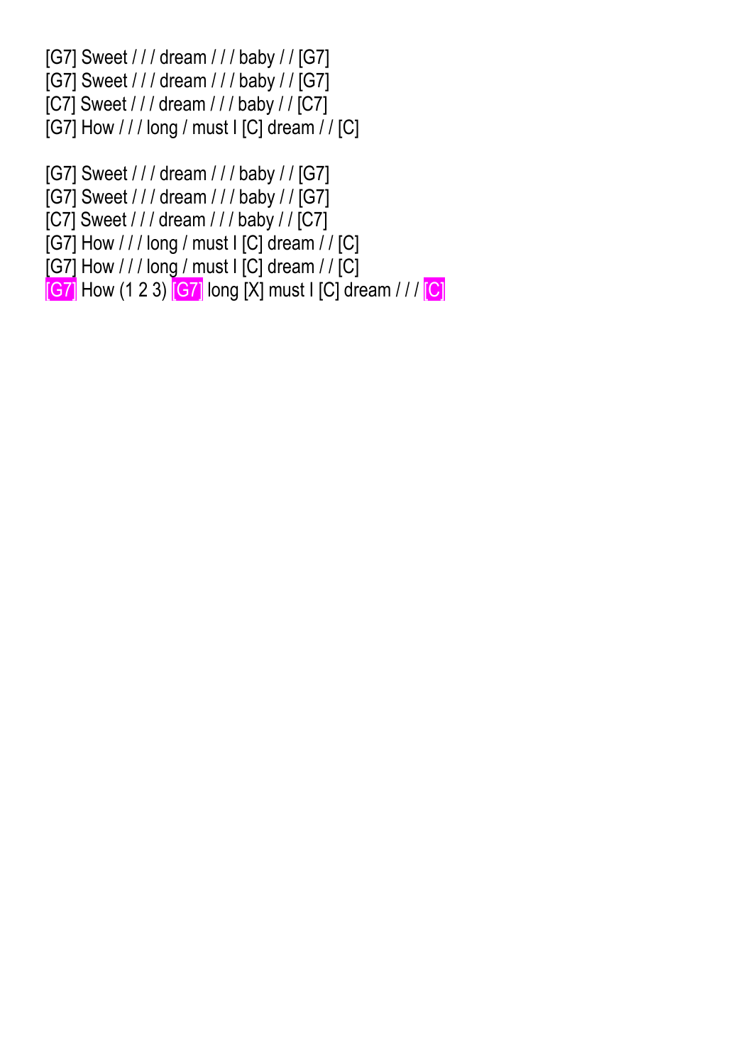[G7] Sweet / / / dream / / / baby / / [G7]
[G7] Sweet / / / dream / / / baby / / [G7]
[C7] Sweet / / / dream / / / baby / / [C7]
[G7] How / / / long / must I [C] dream / / [C]

[G7] Sweet / / / dream / / / baby / / [G7]
[G7] Sweet / / / dream / / / baby / / [G7]
[C7] Sweet / / / dream / / / baby / / [C7]
[G7] How / / / long / must I [C] dream / / [C]
[G7] How / / / long / must I [C] dream / / [C]
[G7] How (1 2 3) [G7] long [X] must I [C] dream / / / [C]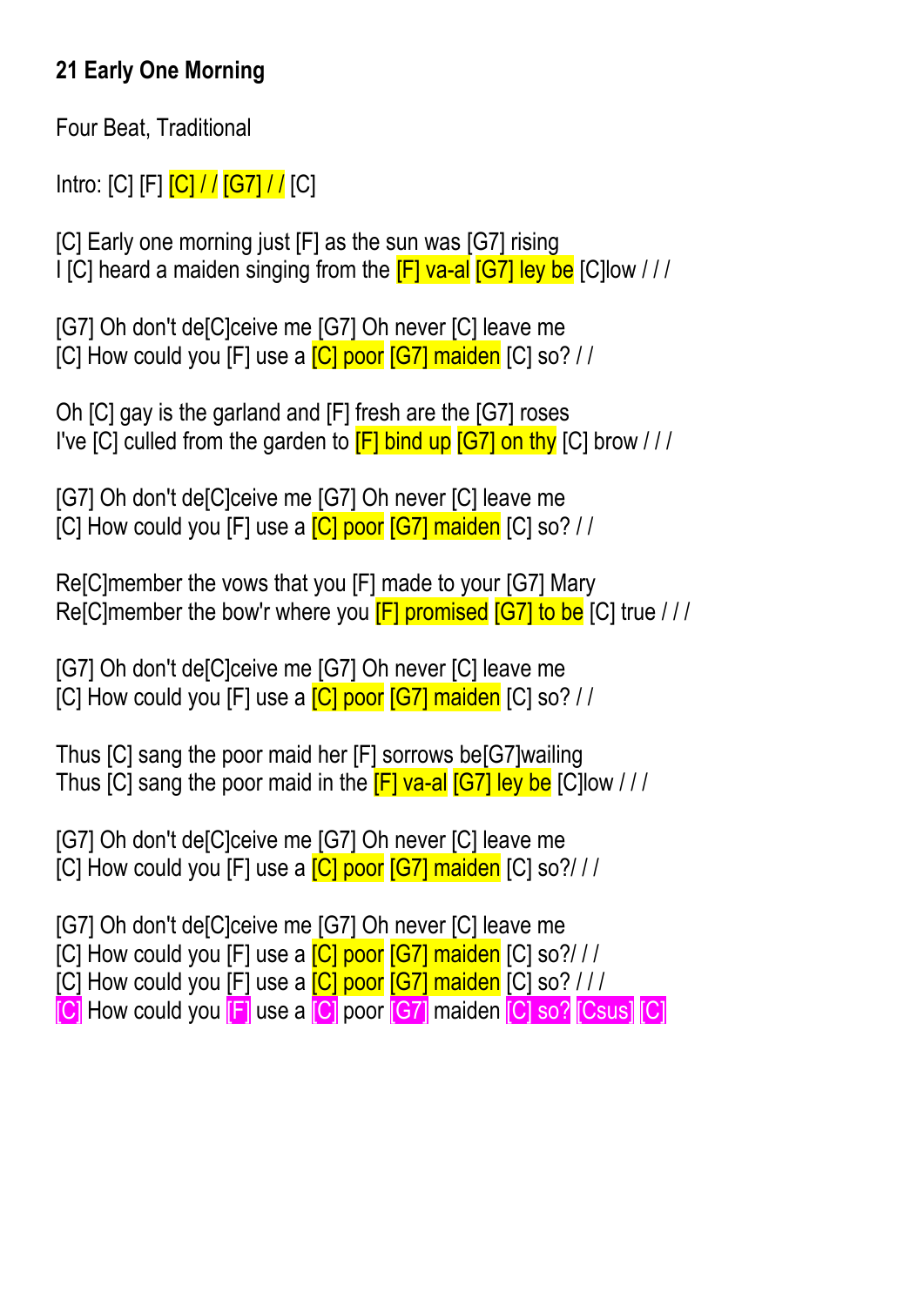**21 Early One Morning**

Four Beat, Traditional

Intro: [C] [F] [C] / / [G7] / / [C]

[C] Early one morning just [F] as the sun was [G7] rising
I [C] heard a maiden singing from the [F] va-al [G7] ley be [C]low / / /

[G7] Oh don't de[C]ceive me [G7] Oh never [C] leave me
[C] How could you [F] use a [C] poor [G7] maiden [C] so? / /

Oh [C] gay is the garland and [F] fresh are the [G7] roses
I've [C] culled from the garden to [F] bind up [G7] on thy [C] brow / / /

[G7] Oh don't de[C]ceive me [G7] Oh never [C] leave me
[C] How could you [F] use a [C] poor [G7] maiden [C] so? / /

Re[C]member the vows that you [F] made to your [G7] Mary
Re[C]member the bow'r where you [F] promised [G7] to be [C] true / / /

[G7] Oh don't de[C]ceive me [G7] Oh never [C] leave me
[C] How could you [F] use a [C] poor [G7] maiden [C] so? / /

Thus [C] sang the poor maid her [F] sorrows be[G7]wailing
Thus [C] sang the poor maid in the [F] va-al [G7] ley be [C]low / / /

[G7] Oh don't de[C]ceive me [G7] Oh never [C] leave me
[C] How could you [F] use a [C] poor [G7] maiden [C] so?/ / /

[G7] Oh don't de[C]ceive me [G7] Oh never [C] leave me
[C] How could you [F] use a [C] poor [G7] maiden [C] so?/ / /
[C] How could you [F] use a [C] poor [G7] maiden [C] so? / / /
[C] How could you [F] use a [C] poor [G7] maiden [C] so? [Csus] [C]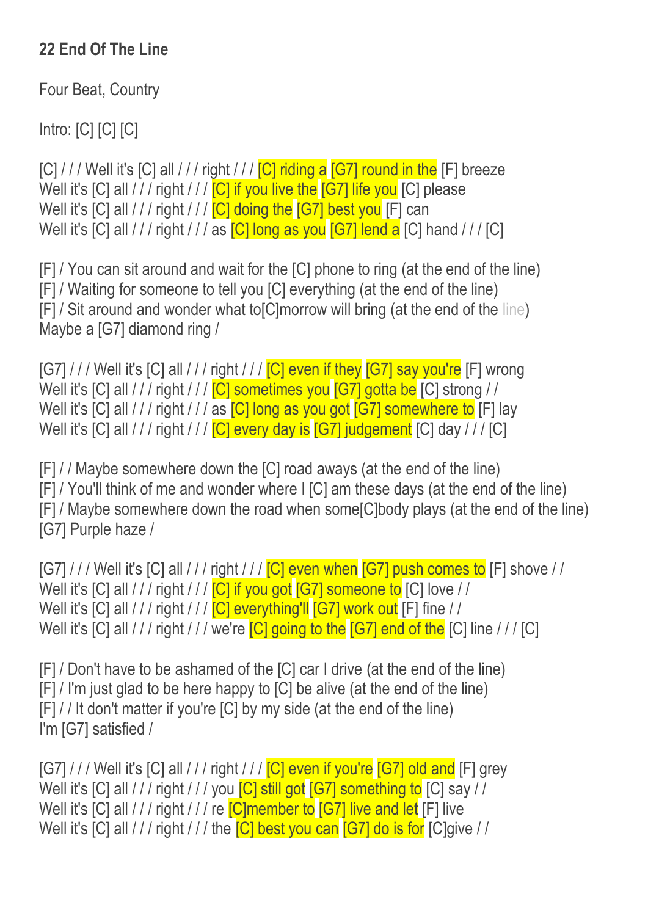**22 End Of The Line**

Four Beat, Country

Intro: [C] [C] [C]

[C] / / / Well it's [C] all / / / right / / / [C] riding a [G7] round in the [F] breeze
Well it's [C] all / / / right / / / [C] if you live the [G7] life you [C] please
Well it's [C] all / / / right / / / [C] doing the [G7] best you [F] can
Well it's [C] all / / / right / / / as [C] long as you [G7] lend a [C] hand / / / [C]

[F] / You can sit around and wait for the [C] phone to ring (at the end of the line)
[F] / Waiting for someone to tell you [C] everything (at the end of the line)
[F] / Sit around and wonder what to[C]morrow will bring (at the end of the line)
Maybe a [G7] diamond ring /

[G7] / / / Well it's [C] all / / / right / / / [C] even if they [G7] say you're [F] wrong
Well it's [C] all / / / right / / / [C] sometimes you [G7] gotta be [C] strong / /
Well it's [C] all / / / right / / / as [C] long as you got [G7] somewhere to [F] lay
Well it's [C] all / / / right / / / [C] every day is [G7] judgement [C] day / / / [C]

[F] / / Maybe somewhere down the [C] road aways (at the end of the line)
[F] / You'll think of me and wonder where I [C] am these days (at the end of the line)
[F] / Maybe somewhere down the road when some[C]body plays (at the end of the line)
[G7] Purple haze /

[G7] / / / Well it's [C] all / / / right / / / [C] even when [G7] push comes to [F] shove / /
Well it's [C] all / / / right / / / [C] if you got [G7] someone to [C] love / /
Well it's [C] all / / / right / / / [C] everything'll [G7] work out [F] fine / /
Well it's [C] all / / / right / / / we're [C] going to the [G7] end of the [C] line / / / [C]

[F] / Don't have to be ashamed of the [C] car I drive (at the end of the line)
[F] / I'm just glad to be here happy to [C] be alive (at the end of the line)
[F] / / It don't matter if you're [C] by my side (at the end of the line)
I'm [G7] satisfied /

[G7] / / / Well it's [C] all / / / right / / / [C] even if you're [G7] old and [F] grey
Well it's [C] all / / / right / / / you [C] still got [G7] something to [C] say / /
Well it's [C] all / / / right / / / re [C]member to [G7] live and let [F] live
Well it's [C] all / / / right / / / the [C] best you can [G7] do is for [C]give / /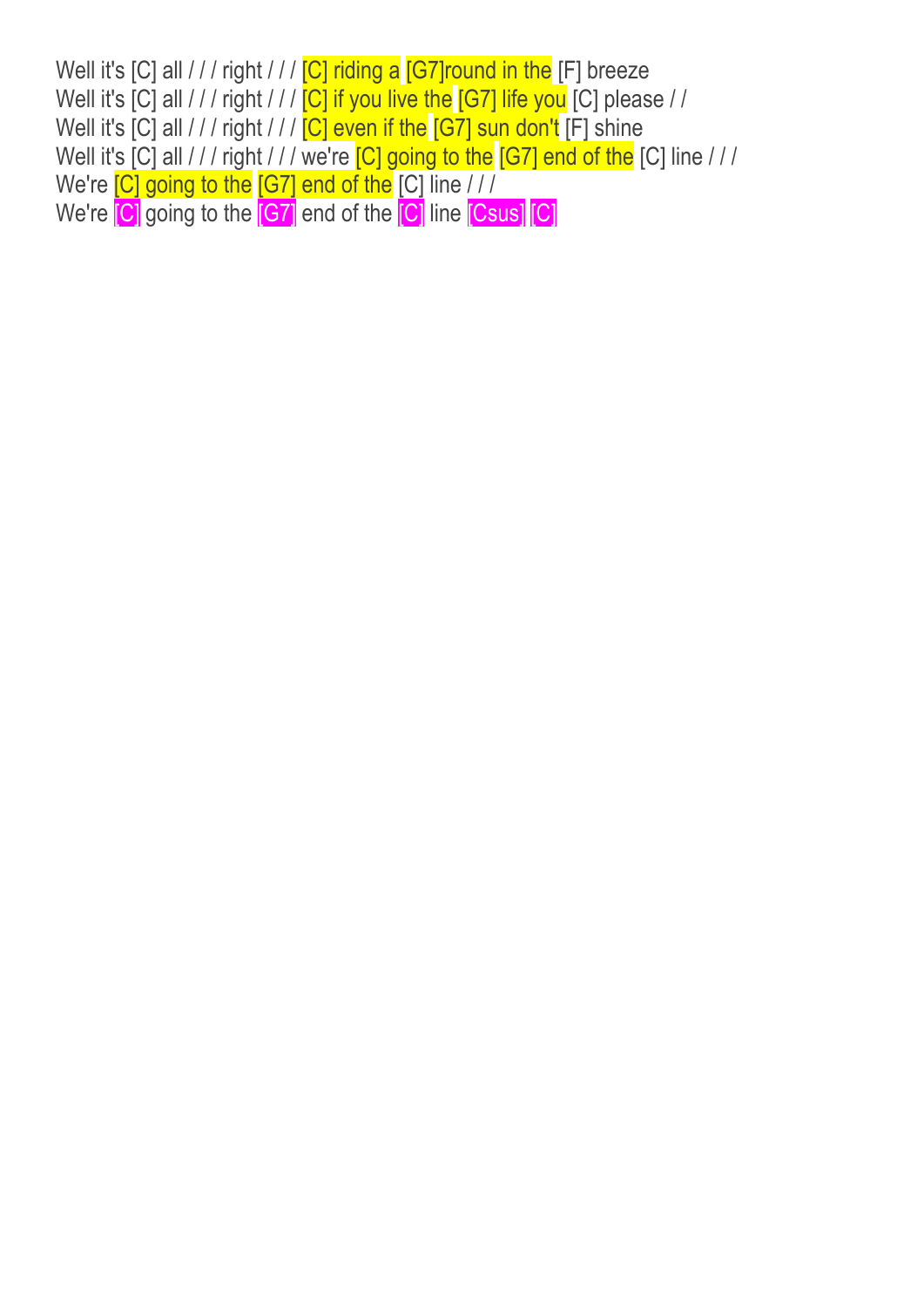Well it's [C] all / / / right / / / [C] riding a [G7]round in the [F] breeze
Well it's [C] all / / / right / / / [C] if you live the [G7] life you [C] please / /
Well it's [C] all / / / right / / / [C] even if the [G7] sun don't [F] shine
Well it's [C] all / / / right / / / we're [C] going to the [G7] end of the [C] line / / /
We're [C] going to the [G7] end of the [C] line / / /
We're [C] going to the [G7] end of the [C] line [Csus] [C]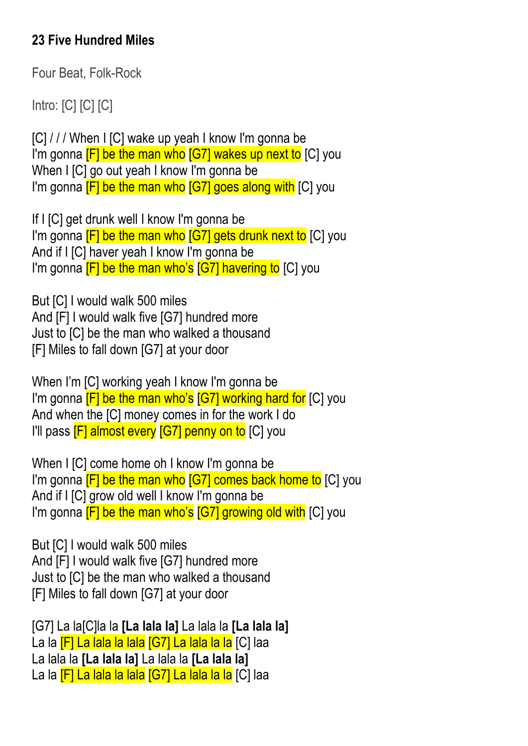### 23 Five Hundred Miles

Four Beat, Folk-Rock

Intro: [C] [C] [C]

[C] / / / When I [C] wake up yeah I know I'm gonna be
I'm gonna [F] be the man who [G7] wakes up next to [C] you
When I [C] go out yeah I know I'm gonna be
I'm gonna [F] be the man who [G7] goes along with [C] you

If I [C] get drunk well I know I'm gonna be
I'm gonna [F] be the man who [G7] gets drunk next to [C] you
And if I [C] haver yeah I know I'm gonna be
I'm gonna [F] be the man who's [G7] havering to [C] you

But [C] I would walk 500 miles
And [F] I would walk five [G7] hundred more
Just to [C] be the man who walked a thousand
[F] Miles to fall down [G7] at your door

When I'm [C] working yeah I know I'm gonna be
I'm gonna [F] be the man who's [G7] working hard for [C] you
And when the [C] money comes in for the work I do
I'll pass [F] almost every [G7] penny on to [C] you

When I [C] come home oh I know I'm gonna be
I'm gonna [F] be the man who [G7] comes back home to [C] you
And if I [C] grow old well I know I'm gonna be
I'm gonna [F] be the man who's [G7] growing old with [C] you

But [C] I would walk 500 miles
And [F] I would walk five [G7] hundred more
Just to [C] be the man who walked a thousand
[F] Miles to fall down [G7] at your door

[G7] La la[C]la la **[La lala la]** La lala la **[La lala la]**
La la [F] La lala la lala [G7] La lala la la [C] laa
La lala la **[La lala la]** La lala la **[La lala la]**
La la [F] La lala la lala [G7] La lala la la [C] laa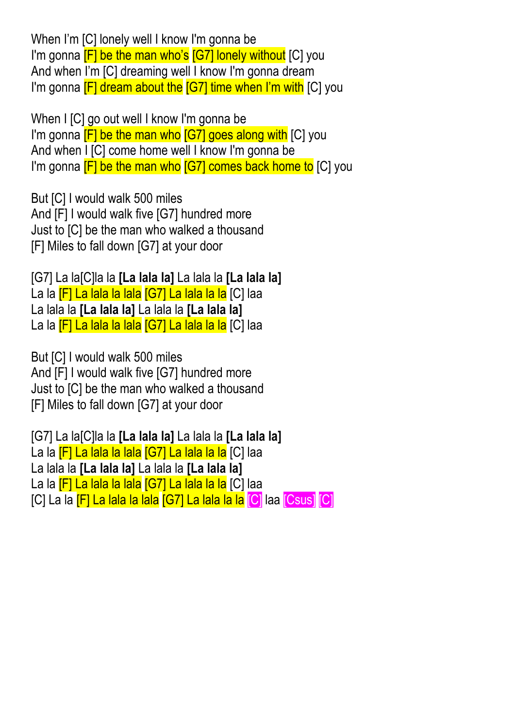When I’m [C] lonely well I know I'm gonna be
I'm gonna [F] be the man who’s [G7] lonely without [C] you
And when I’m [C] dreaming well I know I'm gonna dream
I'm gonna [F] dream about the [G7] time when I’m with [C] you

When I [C] go out well I know I'm gonna be
I'm gonna [F] be the man who [G7] goes along with [C] you
And when I [C] come home well I know I'm gonna be
I'm gonna [F] be the man who [G7] comes back home to [C] you

But [C] I would walk 500 miles
And [F] I would walk five [G7] hundred more
Just to [C] be the man who walked a thousand
[F] Miles to fall down [G7] at your door

[G7] La la[C]la la **[La lala la]** La lala la **[La lala la]**
La la [F] La lala la lala [G7] La lala la la [C] laa
La lala la **[La lala la]** La lala la **[La lala la]**
La la [F] La lala la lala [G7] La lala la la [C] laa

But [C] I would walk 500 miles
And [F] I would walk five [G7] hundred more
Just to [C] be the man who walked a thousand
[F] Miles to fall down [G7] at your door

[G7] La la[C]la la **[La lala la]** La lala la **[La lala la]**
La la [F] La lala la lala [G7] La lala la la [C] laa
La lala la **[La lala la]** La lala la **[La lala la]**
La la [F] La lala la lala [G7] La lala la la [C] laa
[C] La la [F] La lala la lala [G7] La lala la la [C] laa [Csus] [C]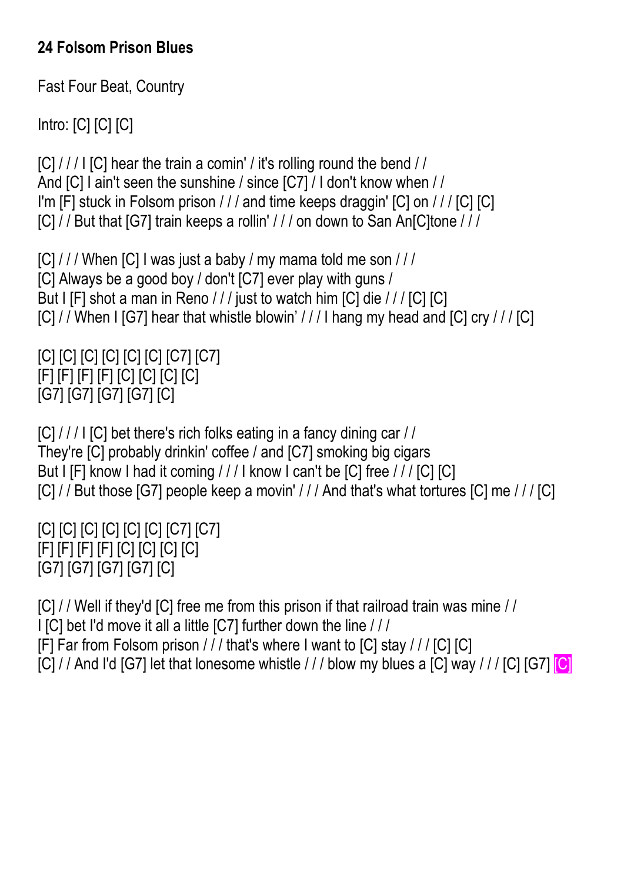**24 Folsom Prison Blues**

Fast Four Beat, Country

Intro: [C] [C] [C]

[C] / / / I [C] hear the train a comin' / it's rolling round the bend / /
And [C] I ain't seen the sunshine / since [C7] / I don't know when / /
I'm [F] stuck in Folsom prison / / / and time keeps draggin' [C] on / / / [C] [C]
[C] / / But that [G7] train keeps a rollin' / / / on down to San An[C]tone / / /

[C] / / / When [C] I was just a baby / my mama told me son / / /
[C] Always be a good boy / don't [C7] ever play with guns /
But I [F] shot a man in Reno / / / just to watch him [C] die / / / [C] [C]
[C] / / When I [G7] hear that whistle blowin' / / / I hang my head and [C] cry / / / [C]

[C] [C] [C] [C] [C] [C] [C7] [C7]
[F] [F] [F] [F] [C] [C] [C] [C]
[G7] [G7] [G7] [G7] [C]

[C] / / / I [C] bet there's rich folks eating in a fancy dining car / /
They're [C] probably drinkin' coffee / and [C7] smoking big cigars
But I [F] know I had it coming / / / I know I can't be [C] free / / / [C] [C]
[C] / / But those [G7] people keep a movin' / / / And that's what tortures [C] me / / / [C]

[C] [C] [C] [C] [C] [C] [C7] [C7]
[F] [F] [F] [F] [C] [C] [C] [C]
[G7] [G7] [G7] [G7] [C]

[C] / / Well if they'd [C] free me from this prison if that railroad train was mine / /
I [C] bet I'd move it all a little [C7] further down the line / / /
[F] Far from Folsom prison / / / that's where I want to [C] stay / / / [C] [C]
[C] / / And I'd [G7] let that lonesome whistle / / / blow my blues a [C] way / / / [C] [G7] [C]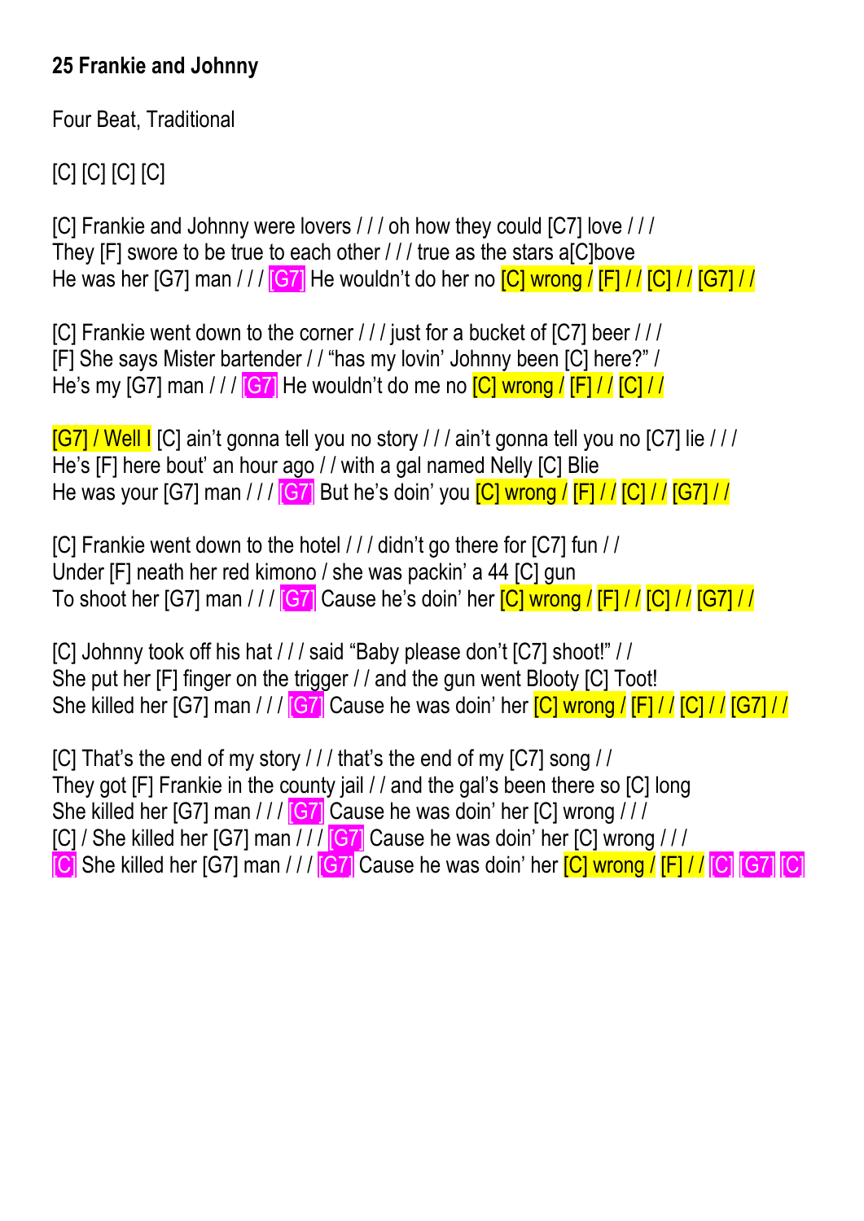**25 Frankie and Johnny**

Four Beat, Traditional

[C] [C] [C] [C]

[C] Frankie and Johnny were lovers / / / oh how they could [C7] love / / /
They [F] swore to be true to each other / / / true as the stars a[C]bove
He was her [G7] man / / / [G7] He wouldn't do her no [C] wrong / [F] / / [C] / / [G7] / /

[C] Frankie went down to the corner / / / just for a bucket of [C7] beer / / /
[F] She says Mister bartender / / "has my lovin' Johnny been [C] here?" /
He's my [G7] man / / / [G7] He wouldn't do me no [C] wrong / [F] / / [C] / /

[G7] / Well I [C] ain't gonna tell you no story / / / ain't gonna tell you no [C7] lie / / /
He's [F] here bout' an hour ago / / with a gal named Nelly [C] Blie
He was your [G7] man / / / [G7] But he's doin' you [C] wrong / [F] / / [C] / / [G7] / /

[C] Frankie went down to the hotel / / / didn't go there for [C7] fun / /
Under [F] neath her red kimono / she was packin' a 44 [C] gun
To shoot her [G7] man / / / [G7] Cause he's doin' her [C] wrong / [F] / / [C] / / [G7] / /

[C] Johnny took off his hat / / / said "Baby please don't [C7] shoot!" / /
She put her [F] finger on the trigger / / and the gun went Blooty [C] Toot!
She killed her [G7] man / / / [G7] Cause he was doin' her [C] wrong / [F] / / [C] / / [G7] / /

[C] That's the end of my story / / / that's the end of my [C7] song / /
They got [F] Frankie in the county jail / / and the gal's been there so [C] long
She killed her [G7] man / / / [G7] Cause he was doin' her [C] wrong / / /
[C] / She killed her [G7] man / / / [G7] Cause he was doin' her [C] wrong / / /
[C] She killed her [G7] man / / / [G7] Cause he was doin' her [C] wrong / [F] / / [C] [G7] [C]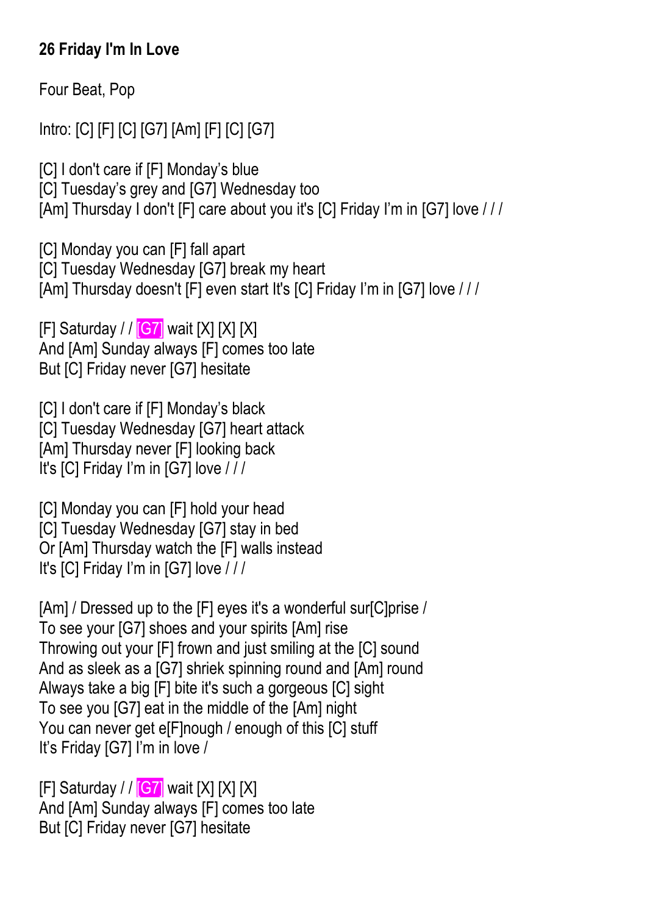**26 Friday I'm In Love**

Four Beat, Pop

Intro: [C] [F] [C] [G7] [Am] [F] [C] [G7]

[C] I don't care if [F] Monday's blue
[C] Tuesday's grey and [G7] Wednesday too
[Am] Thursday I don't [F] care about you it's [C] Friday I'm in [G7] love / / /

[C] Monday you can [F] fall apart
[C] Tuesday Wednesday [G7] break my heart
[Am] Thursday doesn't [F] even start It's [C] Friday I'm in [G7] love / / /

[F] Saturday / / [G7] wait [X] [X] [X]
And [Am] Sunday always [F] comes too late
But [C] Friday never [G7] hesitate

[C] I don't care if [F] Monday's black
[C] Tuesday Wednesday [G7] heart attack
[Am] Thursday never [F] looking back
It's [C] Friday I'm in [G7] love / / /

[C] Monday you can [F] hold your head
[C] Tuesday Wednesday [G7] stay in bed
Or [Am] Thursday watch the [F] walls instead
It's [C] Friday I'm in [G7] love / / /

[Am] / Dressed up to the [F] eyes it's a wonderful sur[C]prise /
To see your [G7] shoes and your spirits [Am] rise
Throwing out your [F] frown and just smiling at the [C] sound
And as sleek as a [G7] shriek spinning round and [Am] round
Always take a big [F] bite it's such a gorgeous [C] sight
To see you [G7] eat in the middle of the [Am] night
You can never get e[F]nough / enough of this [C] stuff
It's Friday [G7] I'm in love /

[F] Saturday / / [G7] wait [X] [X] [X]
And [Am] Sunday always [F] comes too late
But [C] Friday never [G7] hesitate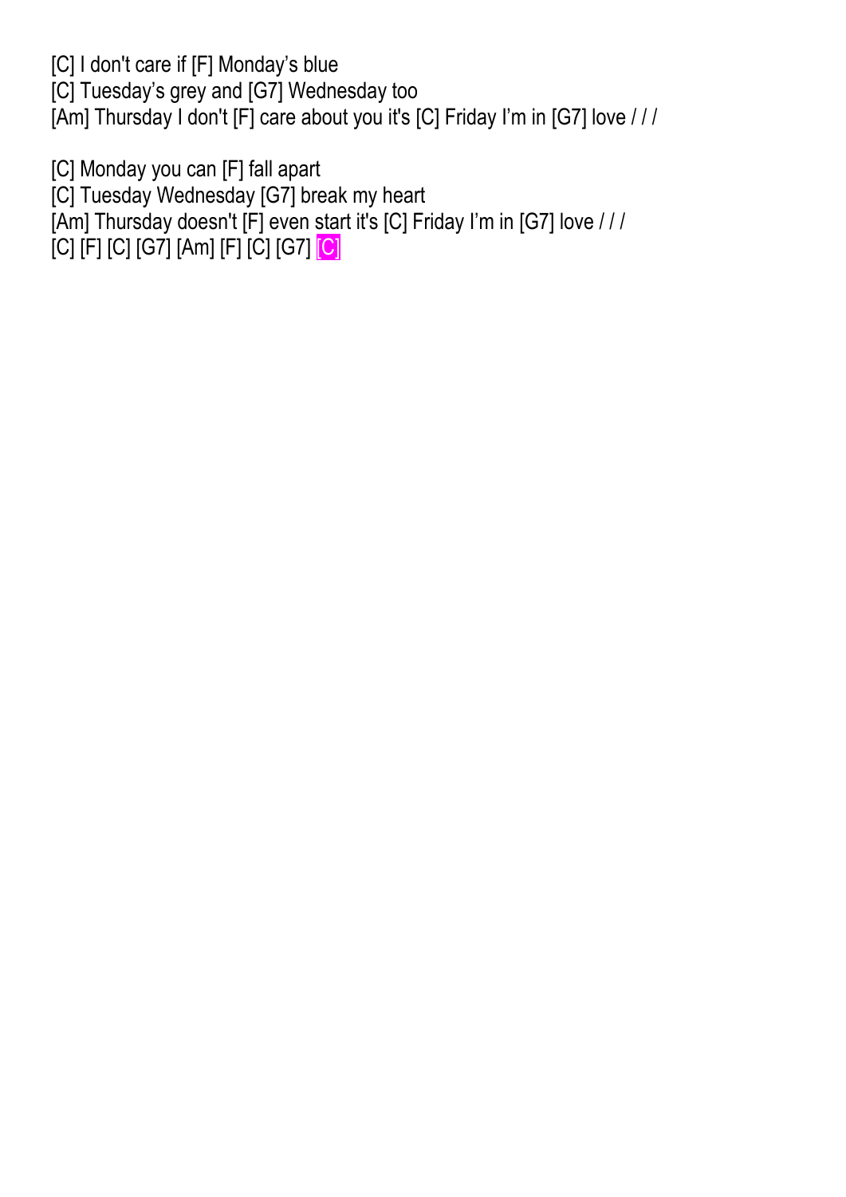[C] I don't care if [F] Monday's blue
[C] Tuesday's grey and [G7] Wednesday too
[Am] Thursday I don't [F] care about you it's [C] Friday I'm in [G7] love / / /

[C] Monday you can [F] fall apart
[C] Tuesday Wednesday [G7] break my heart
[Am] Thursday doesn't [F] even start it's [C] Friday I'm in [G7] love / / /
[C] [F] [C] [G7] [Am] [F] [C] [G7] [C]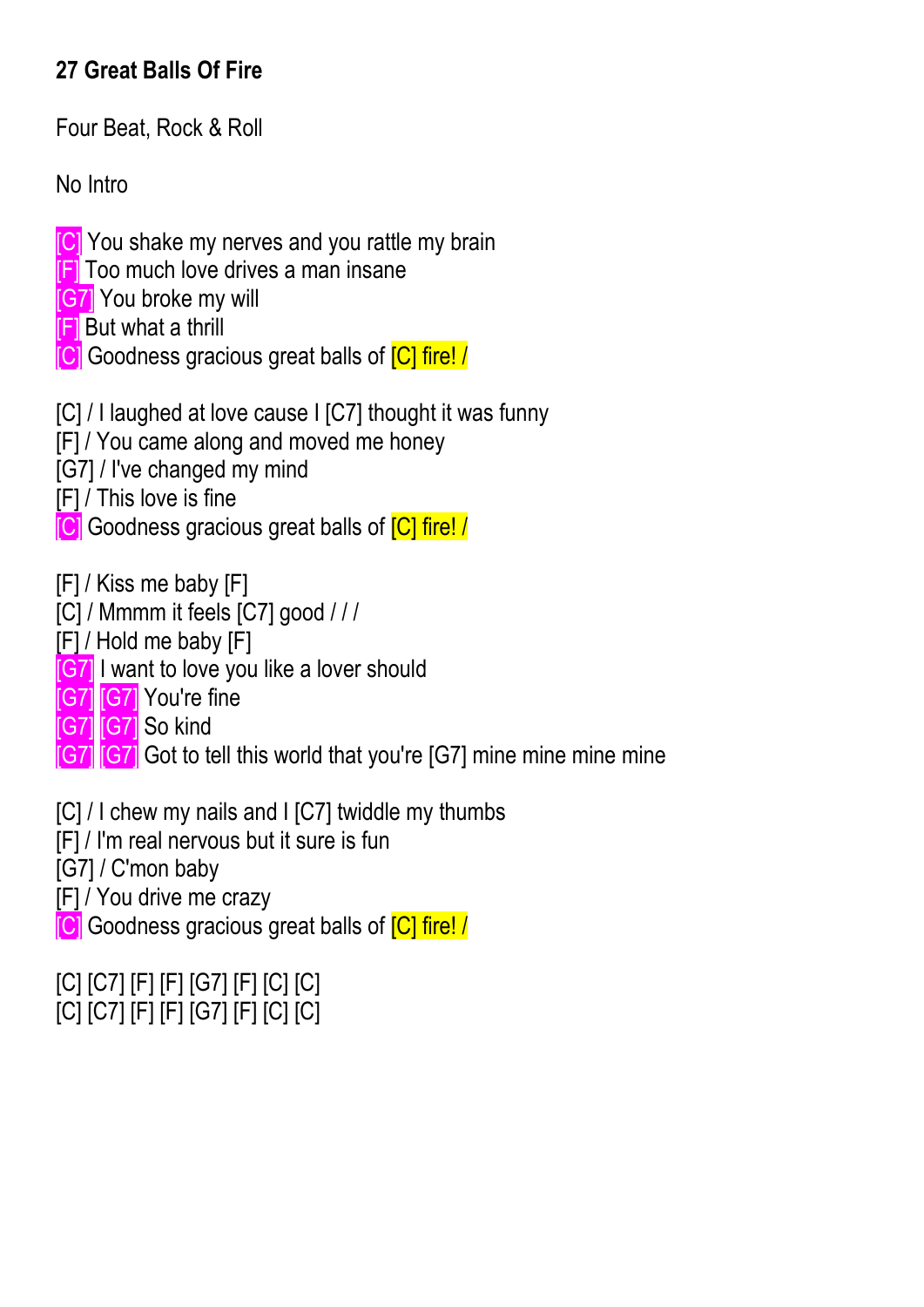**27 Great Balls Of Fire**

Four Beat, Rock & Roll

No Intro

[C] You shake my nerves and you rattle my brain
[F] Too much love drives a man insane
[G7] You broke my will
[F] But what a thrill
[C] Goodness gracious great balls of [C] fire! /

[C] / I laughed at love cause I [C7] thought it was funny
[F] / You came along and moved me honey
[G7] / I've changed my mind
[F] / This love is fine
[C] Goodness gracious great balls of [C] fire! /

[F] / Kiss me baby [F]
[C] / Mmmm it feels [C7] good / / /
[F] / Hold me baby [F]
[G7] I want to love you like a lover should
[G7] [G7] You're fine
[G7] [G7] So kind
[G7] [G7] Got to tell this world that you're [G7] mine mine mine mine

[C] / I chew my nails and I [C7] twiddle my thumbs
[F] / I'm real nervous but it sure is fun
[G7] / C'mon baby
[F] / You drive me crazy
[C] Goodness gracious great balls of [C] fire! /

[C] [C7] [F] [F] [G7] [F] [C] [C]
[C] [C7] [F] [F] [G7] [F] [C] [C]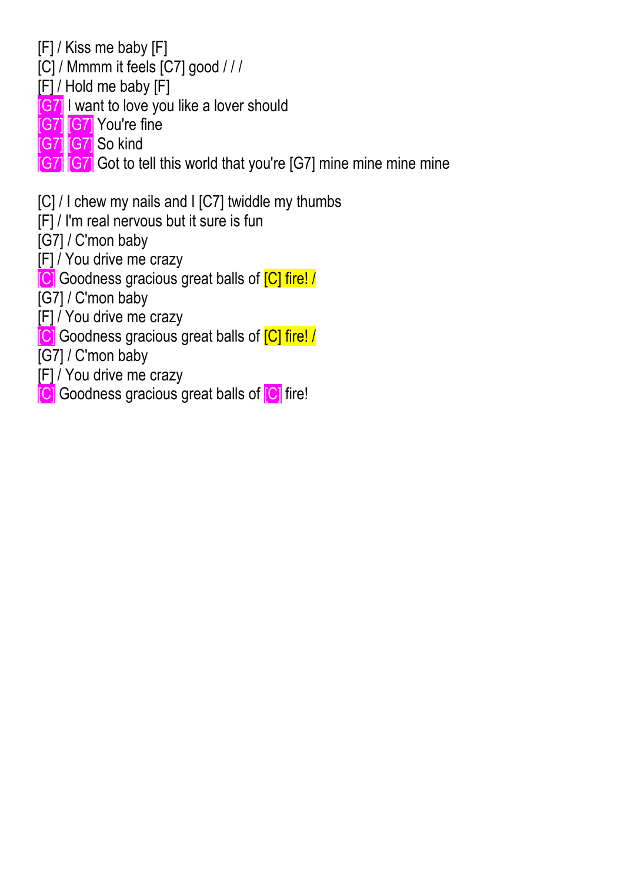[F] / Kiss me baby [F]
[C] / Mmmm it feels [C7] good / / /
[F] / Hold me baby [F]
[G7] I want to love you like a lover should
[G7] [G7] You're fine
[G7] [G7] So kind
[G7] [G7] Got to tell this world that you're [G7] mine mine mine mine

[C] / I chew my nails and I [C7] twiddle my thumbs
[F] / I'm real nervous but it sure is fun
[G7] / C'mon baby
[F] / You drive me crazy
[C] Goodness gracious great balls of [C] fire! /
[G7] / C'mon baby
[F] / You drive me crazy
[C] Goodness gracious great balls of [C] fire! /
[G7] / C'mon baby
[F] / You drive me crazy
[C] Goodness gracious great balls of [C] fire!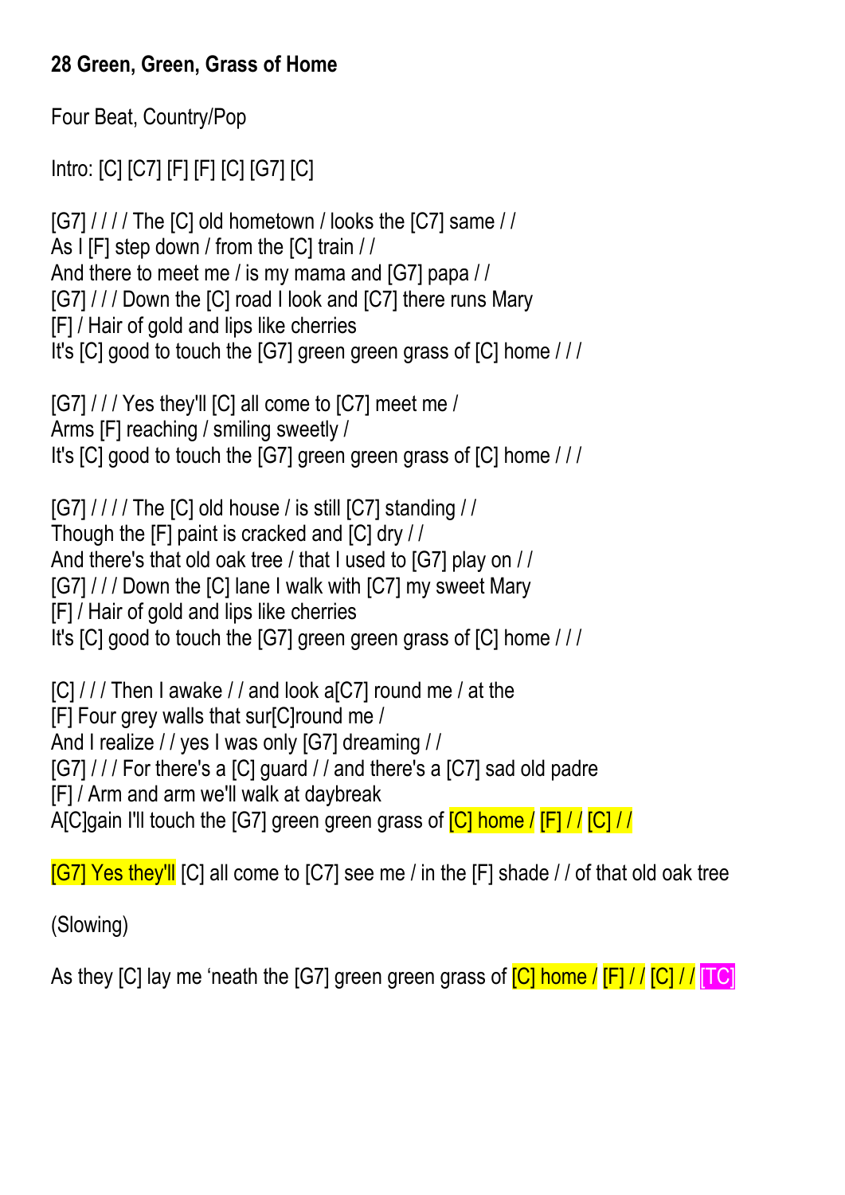**28 Green, Green, Grass of Home**

Four Beat, Country/Pop

Intro: [C] [C7] [F] [F] [C] [G7] [C]

[G7] / / / / The [C] old hometown / looks the [C7] same / /
As I [F] step down / from the [C] train / /
And there to meet me / is my mama and [G7] papa / /
[G7] / / / Down the [C] road I look and [C7] there runs Mary
[F] / Hair of gold and lips like cherries
It's [C] good to touch the [G7] green green grass of [C] home / / /

[G7] / / / Yes they'll [C] all come to [C7] meet me /
Arms [F] reaching / smiling sweetly /
It's [C] good to touch the [G7] green green grass of [C] home / / /

[G7] / / / / The [C] old house / is still [C7] standing / /
Though the [F] paint is cracked and [C] dry / /
And there's that old oak tree / that I used to [G7] play on / /
[G7] / / / Down the [C] lane I walk with [C7] my sweet Mary
[F] / Hair of gold and lips like cherries
It's [C] good to touch the [G7] green green grass of [C] home / / /

[C] / / / Then I awake / / and look a[C7] round me / at the
[F] Four grey walls that sur[C]round me /
And I realize / / yes I was only [G7] dreaming / /
[G7] / / / For there's a [C] guard / / and there's a [C7] sad old padre
[F] / Arm and arm we'll walk at daybreak
A[C]gain I'll touch the [G7] green green grass of [C] home / [F] / / [C] / /

[G7] Yes they'll [C] all come to [C7] see me / in the [F] shade / / of that old oak tree

(Slowing)

As they [C] lay me 'neath the [G7] green green grass of [C] home / [F] / / [C] / / [TC]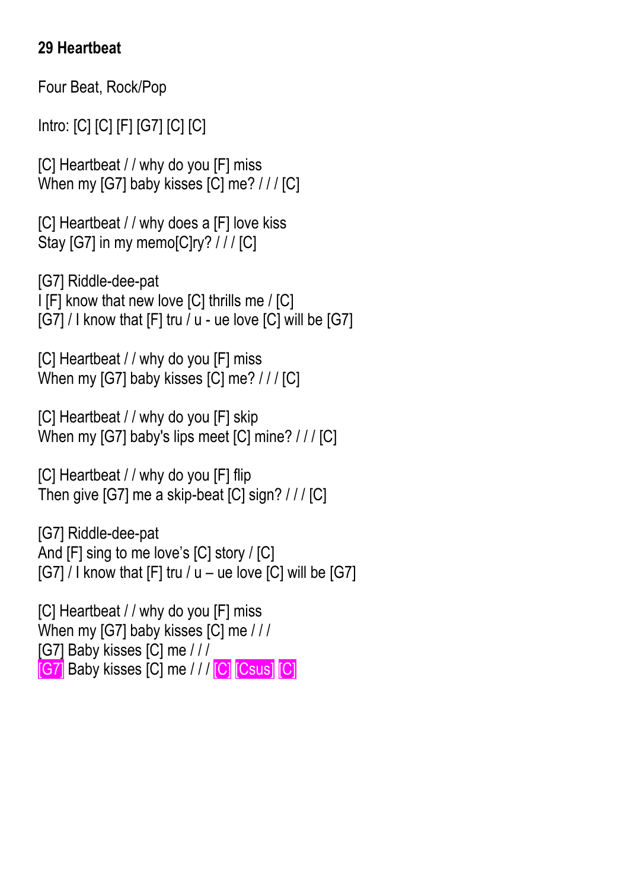**29 Heartbeat**

Four Beat, Rock/Pop

Intro: [C] [C] [F] [G7] [C] [C]

[C] Heartbeat / / why do you [F] miss
When my [G7] baby kisses [C] me? / / / [C]

[C] Heartbeat / / why does a [F] love kiss
Stay [G7] in my memo[C]ry? / / / [C]

[G7] Riddle-dee-pat
I [F] know that new love [C] thrills me / [C]
[G7] / I know that [F] tru / u - ue love [C] will be [G7]

[C] Heartbeat / / why do you [F] miss
When my [G7] baby kisses [C] me? / / / [C]

[C] Heartbeat / / why do you [F] skip
When my [G7] baby's lips meet [C] mine? / / / [C]

[C] Heartbeat / / why do you [F] flip
Then give [G7] me a skip-beat [C] sign? / / / [C]

[G7] Riddle-dee-pat
And [F] sing to me love's [C] story / [C]
[G7] / I know that [F] tru / u – ue love [C] will be [G7]

[C] Heartbeat / / why do you [F] miss
When my [G7] baby kisses [C] me / / /
[G7] Baby kisses [C] me / / /
[G7] Baby kisses [C] me / / / [C] [Csus] [C]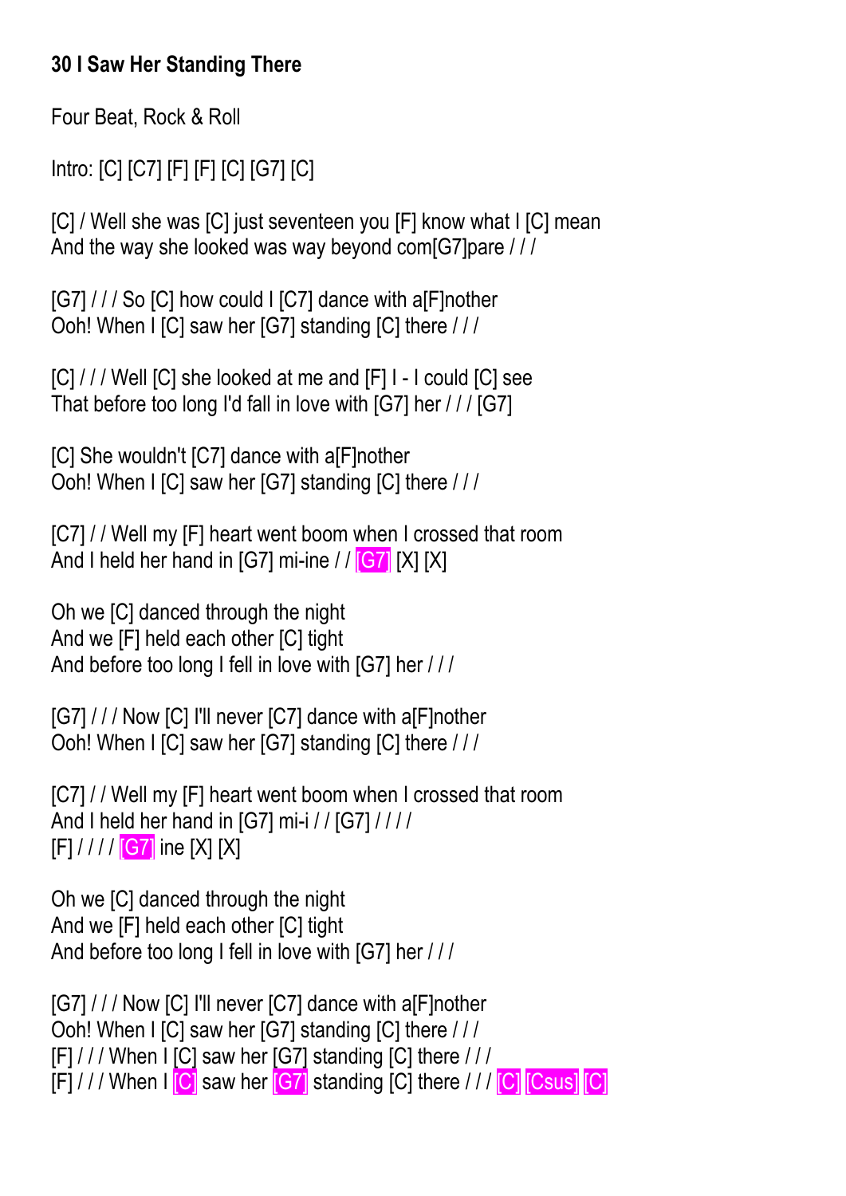**30 I Saw Her Standing There**

Four Beat, Rock & Roll

Intro: [C] [C7] [F] [F] [C] [G7] [C]

[C] / Well she was [C] just seventeen you [F] know what I [C] mean
And the way she looked was way beyond com[G7]pare / / /

[G7] / / / So [C] how could I [C7] dance with a[F]nother
Ooh! When I [C] saw her [G7] standing [C] there / / /

[C] / / / Well [C] she looked at me and [F] I - I could [C] see
That before too long I'd fall in love with [G7] her / / / [G7]

[C] She wouldn't [C7] dance with a[F]nother
Ooh! When I [C] saw her [G7] standing [C] there / / /

[C7] / / Well my [F] heart went boom when I crossed that room
And I held her hand in [G7] mi-ine / / [G7] [X] [X]

Oh we [C] danced through the night
And we [F] held each other [C] tight
And before too long I fell in love with [G7] her / / /

[G7] / / / Now [C] I'll never [C7] dance with a[F]nother
Ooh! When I [C] saw her [G7] standing [C] there / / /

[C7] / / Well my [F] heart went boom when I crossed that room
And I held her hand in [G7] mi-i / / [G7] / / / /
[F] / / / / [G7] ine [X] [X]

Oh we [C] danced through the night
And we [F] held each other [C] tight
And before too long I fell in love with [G7] her / / /

[G7] / / / Now [C] I'll never [C7] dance with a[F]nother
Ooh! When I [C] saw her [G7] standing [C] there / / /
[F] / / / When I [C] saw her [G7] standing [C] there / / /
[F] / / / When I [C] saw her [G7] standing [C] there / / / [C] [Csus] [C]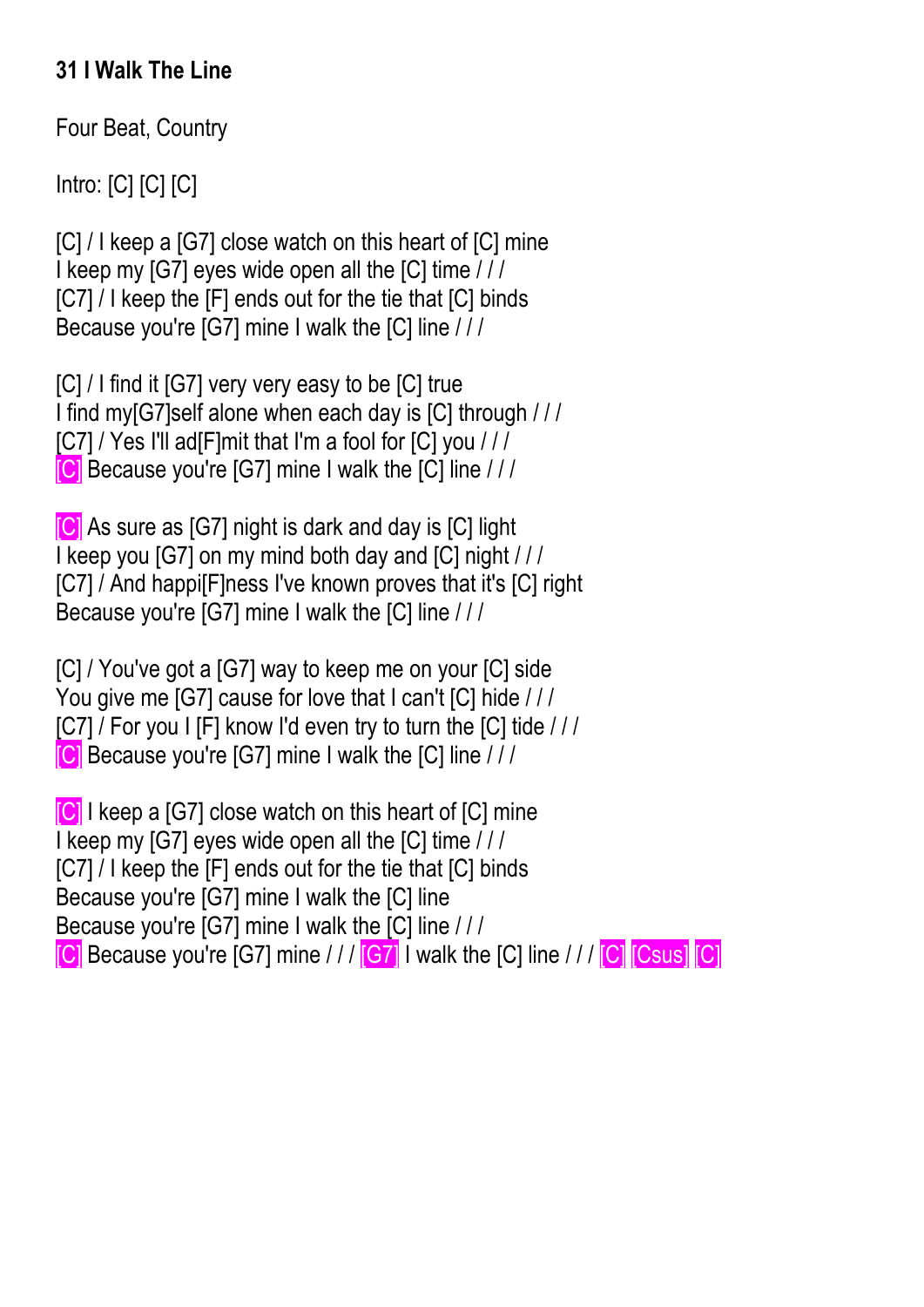**31 I Walk The Line**

Four Beat, Country

Intro: [C] [C] [C]

[C] / I keep a [G7] close watch on this heart of [C] mine
I keep my [G7] eyes wide open all the [C] time / / /
[C7] / I keep the [F] ends out for the tie that [C] binds
Because you're [G7] mine I walk the [C] line / / /

[C] / I find it [G7] very very easy to be [C] true
I find my[G7]self alone when each day is [C] through / / /
[C7] / Yes I'll ad[F]mit that I'm a fool for [C] you / / /
[C] Because you're [G7] mine I walk the [C] line / / /

[C] As sure as [G7] night is dark and day is [C] light
I keep you [G7] on my mind both day and [C] night / / /
[C7] / And happi[F]ness I've known proves that it's [C] right
Because you're [G7] mine I walk the [C] line / / /

[C] / You've got a [G7] way to keep me on your [C] side
You give me [G7] cause for love that I can't [C] hide / / /
[C7] / For you I [F] know I'd even try to turn the [C] tide / / /
[C] Because you're [G7] mine I walk the [C] line / / /

[C] I keep a [G7] close watch on this heart of [C] mine
I keep my [G7] eyes wide open all the [C] time / / /
[C7] / I keep the [F] ends out for the tie that [C] binds
Because you're [G7] mine I walk the [C] line
Because you're [G7] mine I walk the [C] line / / /
[C] Because you're [G7] mine / / / [G7] I walk the [C] line / / / [C] [Csus] [C]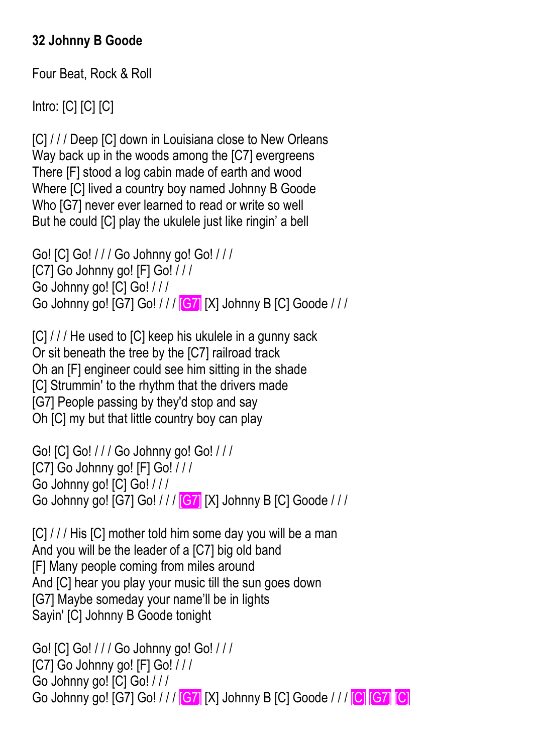**32 Johnny B Goode**

Four Beat, Rock & Roll

Intro: [C] [C] [C]

[C] / / / Deep [C] down in Louisiana close to New Orleans
Way back up in the woods among the [C7] evergreens
There [F] stood a log cabin made of earth and wood
Where [C] lived a country boy named Johnny B Goode
Who [G7] never ever learned to read or write so well
But he could [C] play the ukulele just like ringin' a bell

Go! [C] Go! / / / Go Johnny go! Go! / / /
[C7] Go Johnny go! [F] Go! / / /
Go Johnny go! [C] Go! / / /
Go Johnny go! [G7] Go! / / / [G7] [X] Johnny B [C] Goode / / /

[C] / / / He used to [C] keep his ukulele in a gunny sack
Or sit beneath the tree by the [C7] railroad track
Oh an [F] engineer could see him sitting in the shade
[C] Strummin' to the rhythm that the drivers made
[G7] People passing by they'd stop and say
Oh [C] my but that little country boy can play

Go! [C] Go! / / / Go Johnny go! Go! / / /
[C7] Go Johnny go! [F] Go! / / /
Go Johnny go! [C] Go! / / /
Go Johnny go! [G7] Go! / / / [G7] [X] Johnny B [C] Goode / / /

[C] / / / His [C] mother told him some day you will be a man
And you will be the leader of a [C7] big old band
[F] Many people coming from miles around
And [C] hear you play your music till the sun goes down
[G7] Maybe someday your name'll be in lights
Sayin' [C] Johnny B Goode tonight

Go! [C] Go! / / / Go Johnny go! Go! / / /
[C7] Go Johnny go! [F] Go! / / /
Go Johnny go! [C] Go! / / /
Go Johnny go! [G7] Go! / / / [G7] [X] Johnny B [C] Goode / / / [C] [G7] [C]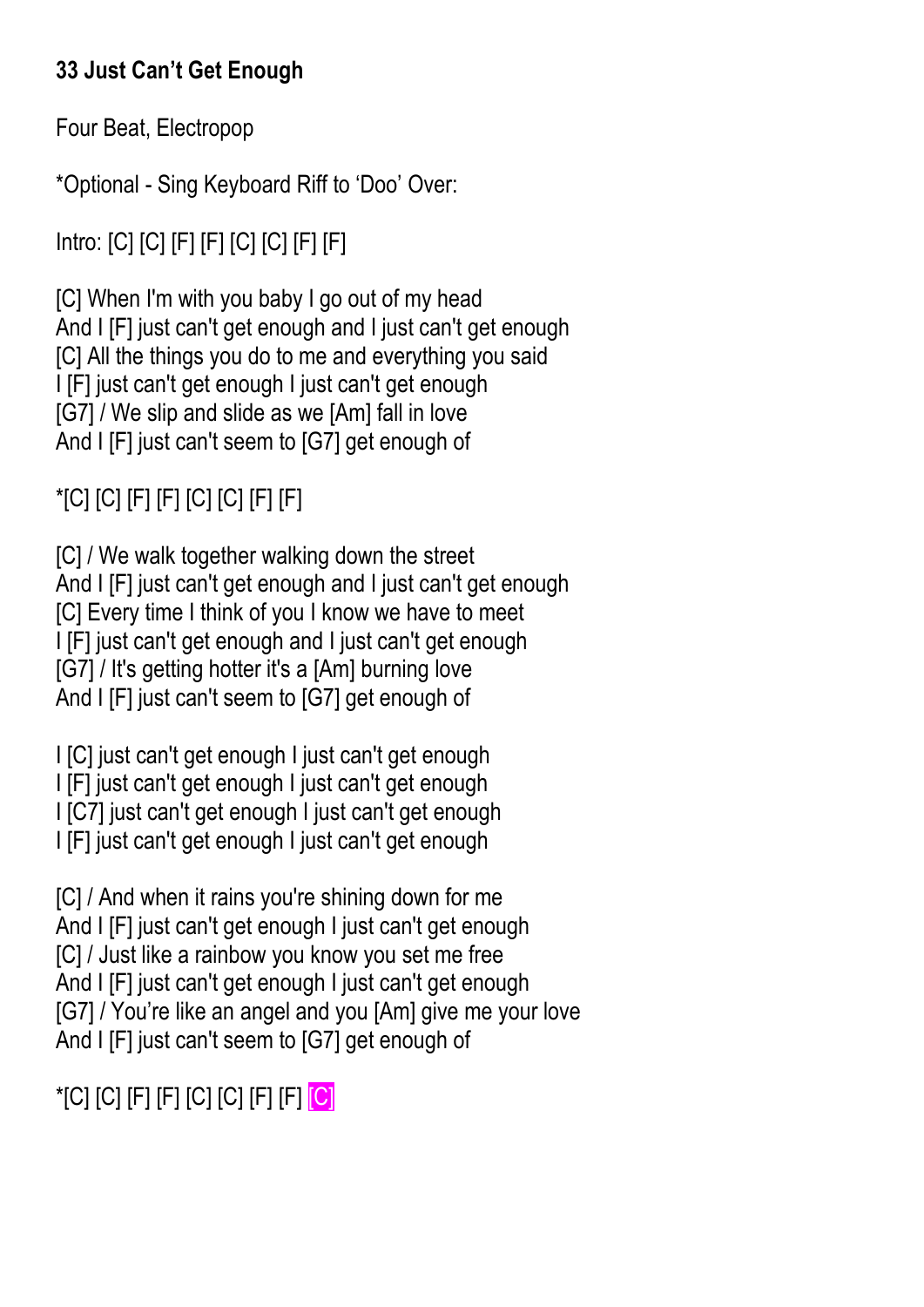**33 Just Can't Get Enough**

Four Beat, Electropop

*Optional - Sing Keyboard Riff to 'Doo' Over:

Intro: [C] [C] [F] [F] [C] [C] [F] [F]

[C] When I'm with you baby I go out of my head
And I [F] just can't get enough and I just can't get enough
[C] All the things you do to me and everything you said
I [F] just can't get enough I just can't get enough
[G7] / We slip and slide as we [Am] fall in love
And I [F] just can't seem to [G7] get enough of

*[C] [C] [F] [F] [C] [C] [F] [F]

[C] / We walk together walking down the street
And I [F] just can't get enough and I just can't get enough
[C] Every time I think of you I know we have to meet
I [F] just can't get enough and I just can't get enough
[G7] / It's getting hotter it's a [Am] burning love
And I [F] just can't seem to [G7] get enough of

I [C] just can't get enough I just can't get enough
I [F] just can't get enough I just can't get enough
I [C7] just can't get enough I just can't get enough
I [F] just can't get enough I just can't get enough

[C] / And when it rains you're shining down for me
And I [F] just can't get enough I just can't get enough
[C] / Just like a rainbow you know you set me free
And I [F] just can't get enough I just can't get enough
[G7] / You're like an angel and you [Am] give me your love
And I [F] just can't seem to [G7] get enough of

*[C] [C] [F] [F] [C] [C] [F] [F] [C]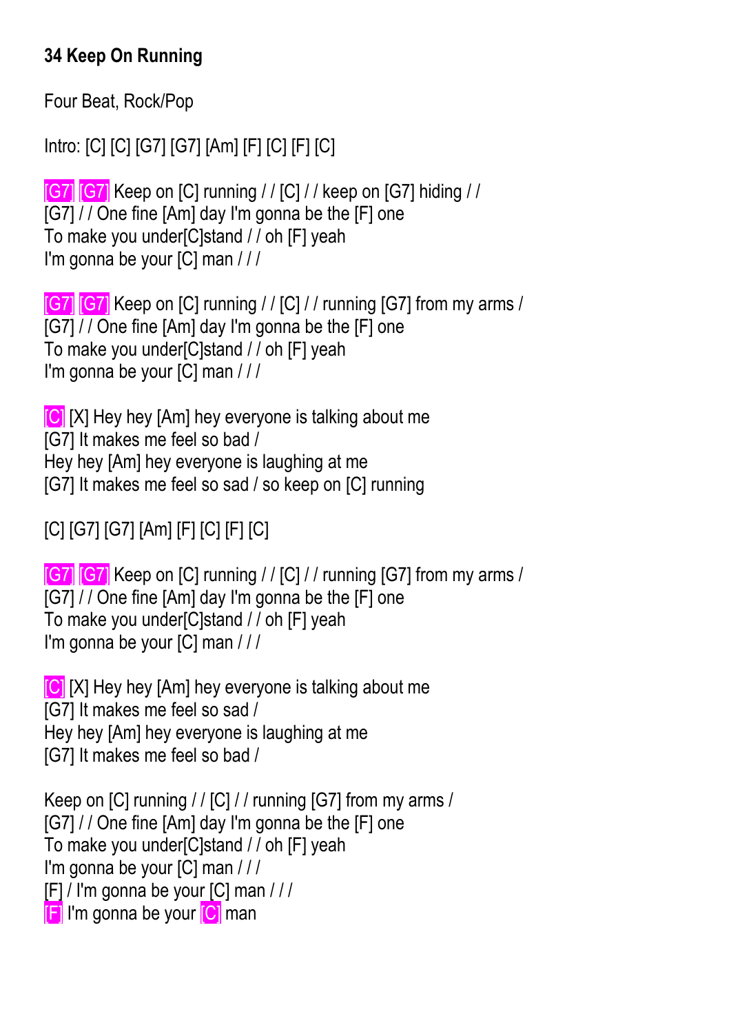**34 Keep On Running**

Four Beat, Rock/Pop

Intro: [C] [C] [G7] [G7] [Am] [F] [C] [F] [C]

[G7] [G7] Keep on [C] running / / [C] / / keep on [G7] hiding / /
[G7] / / One fine [Am] day I'm gonna be the [F] one
To make you under[C]stand / / oh [F] yeah
I'm gonna be your [C] man / / /

[G7] [G7] Keep on [C] running / / [C] / / running [G7] from my arms /
[G7] / / One fine [Am] day I'm gonna be the [F] one
To make you under[C]stand / / oh [F] yeah
I'm gonna be your [C] man / / /

[C] [X] Hey hey [Am] hey everyone is talking about me
[G7] It makes me feel so bad /
Hey hey [Am] hey everyone is laughing at me
[G7] It makes me feel so sad / so keep on [C] running

[C] [G7] [G7] [Am] [F] [C] [F] [C]

[G7] [G7] Keep on [C] running / / [C] / / running [G7] from my arms /
[G7] / / One fine [Am] day I'm gonna be the [F] one
To make you under[C]stand / / oh [F] yeah
I'm gonna be your [C] man / / /

[C] [X] Hey hey [Am] hey everyone is talking about me
[G7] It makes me feel so sad /
Hey hey [Am] hey everyone is laughing at me
[G7] It makes me feel so bad /

Keep on [C] running / / [C] / / running [G7] from my arms /
[G7] / / One fine [Am] day I'm gonna be the [F] one
To make you under[C]stand / / oh [F] yeah
I'm gonna be your [C] man / / /
[F] / I'm gonna be your [C] man / / /
[F] I'm gonna be your [C] man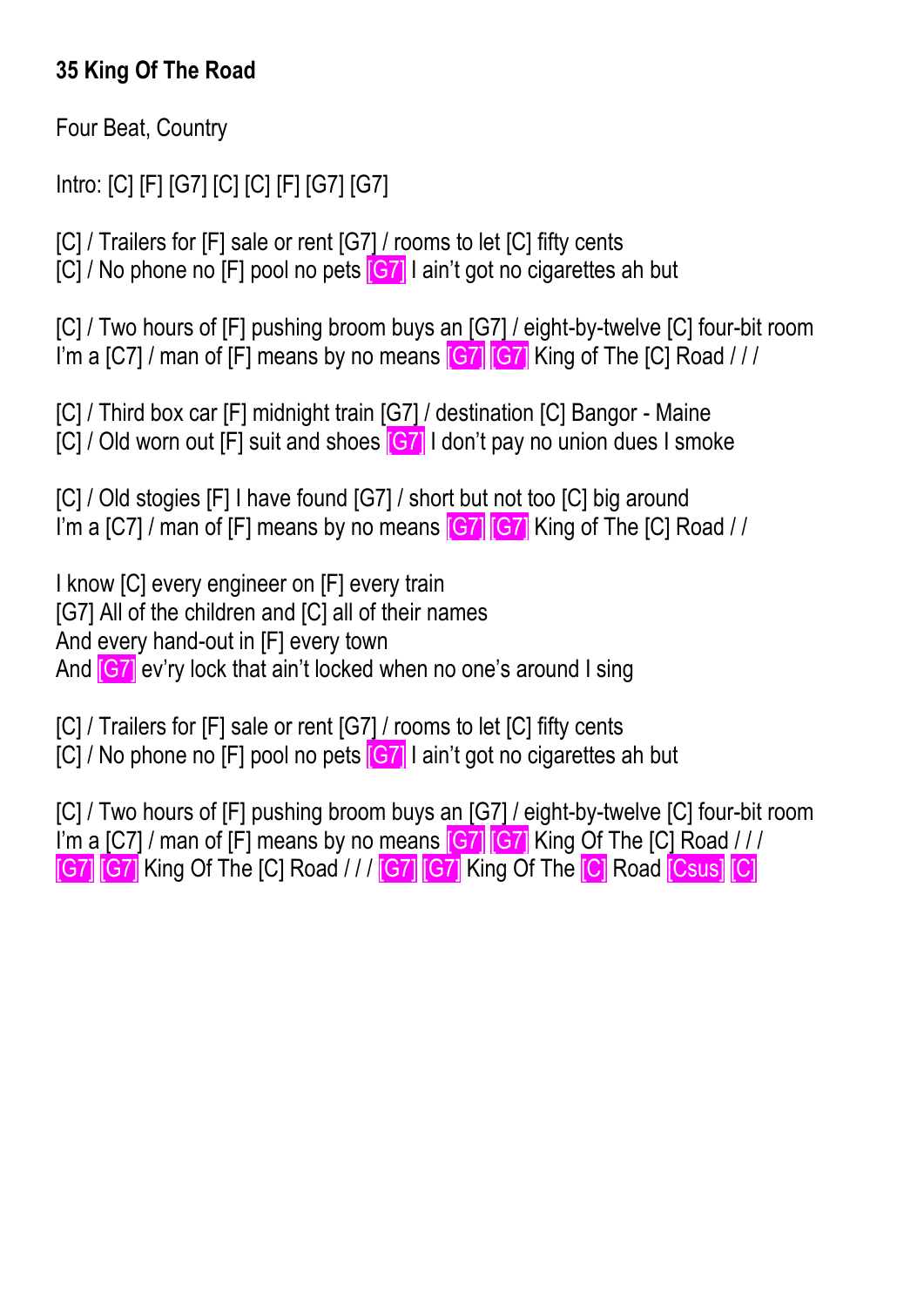**35 King Of The Road**

Four Beat, Country

Intro: [C] [F] [G7] [C] [C] [F] [G7] [G7]

[C] / Trailers for [F] sale or rent [G7] / rooms to let [C] fifty cents
[C] / No phone no [F] pool no pets [G7] I ain't got no cigarettes ah but

[C] / Two hours of [F] pushing broom buys an [G7] / eight-by-twelve [C] four-bit room
I'm a [C7] / man of [F] means by no means [G7] [G7] King of The [C] Road / / /

[C] / Third box car [F] midnight train [G7] / destination [C] Bangor - Maine
[C] / Old worn out [F] suit and shoes [G7] I don't pay no union dues I smoke

[C] / Old stogies [F] I have found [G7] / short but not too [C] big around
I'm a [C7] / man of [F] means by no means [G7] [G7] King of The [C] Road / /

I know [C] every engineer on [F] every train
[G7] All of the children and [C] all of their names
And every hand-out in [F] every town
And [G7] ev'ry lock that ain't locked when no one's around I sing

[C] / Trailers for [F] sale or rent [G7] / rooms to let [C] fifty cents
[C] / No phone no [F] pool no pets [G7] I ain't got no cigarettes ah but

[C] / Two hours of [F] pushing broom buys an [G7] / eight-by-twelve [C] four-bit room
I'm a [C7] / man of [F] means by no means [G7] [G7] King Of The [C] Road / / /
[G7] [G7] King Of The [C] Road / / / [G7] [G7] King Of The [C] Road [Csus] [C]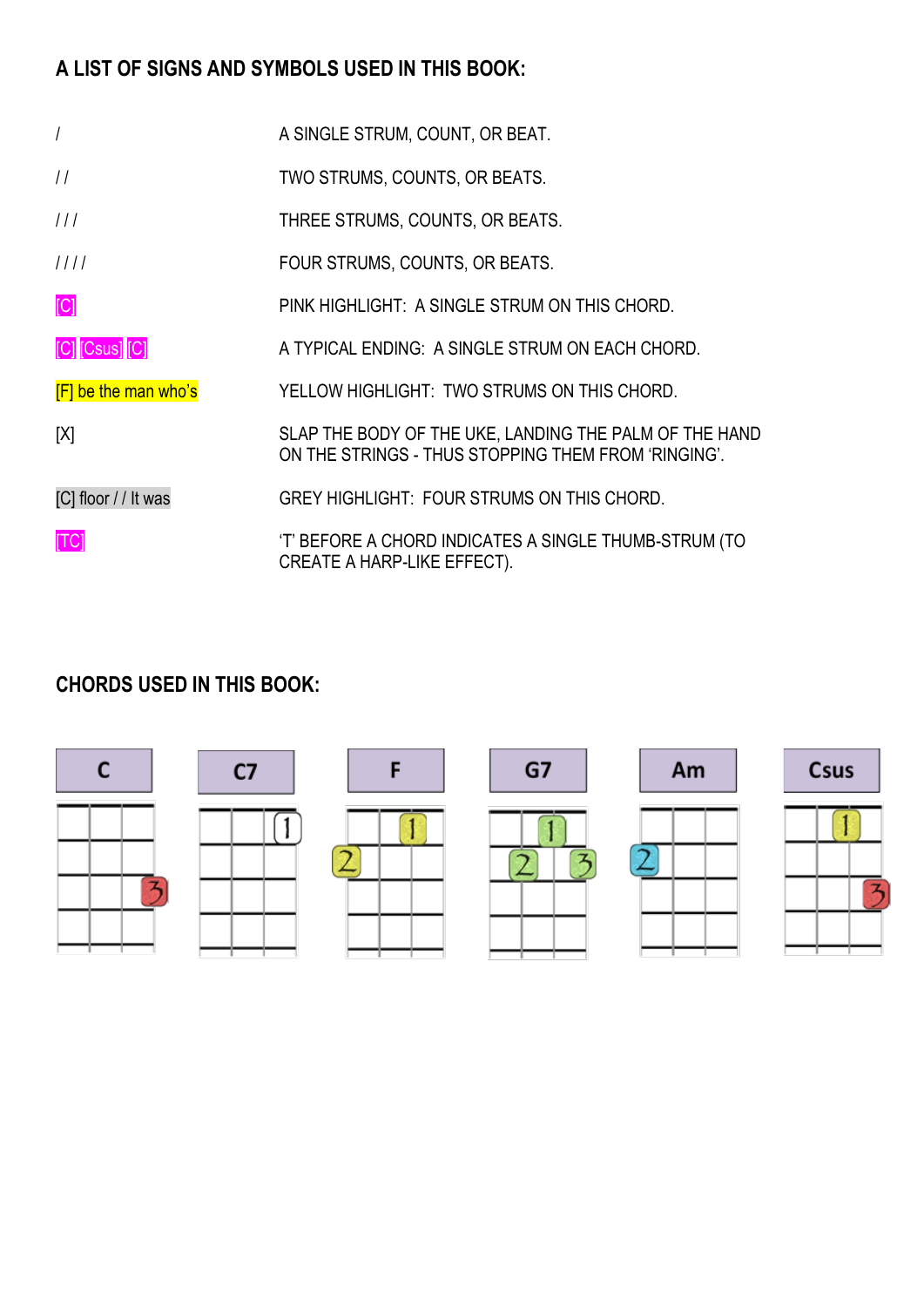## A LIST OF SIGNS AND SYMBOLS USED IN THIS BOOK:

| | |
|---|---|
| / | A SINGLE STRUM, COUNT, OR BEAT. |
| / / | TWO STRUMS, COUNTS, OR BEATS. |
| / / / | THREE STRUMS, COUNTS, OR BEATS. |
| / / / / | FOUR STRUMS, COUNTS, OR BEATS. |
| [C] | PINK HIGHLIGHT: A SINGLE STRUM ON THIS CHORD. |
| [C] [Csus] [C] | A TYPICAL ENDING: A SINGLE STRUM ON EACH CHORD. |
| [F] be the man who's | YELLOW HIGHLIGHT: TWO STRUMS ON THIS CHORD. |
| [X] | SLAP THE BODY OF THE UKE, LANDING THE PALM OF THE HAND ON THE STRINGS - THUS STOPPING THEM FROM 'RINGING'. |
| [C] floor / / It was | GREY HIGHLIGHT: FOUR STRUMS ON THIS CHORD. |
| [TC] | 'T' BEFORE A CHORD INDICATES A SINGLE THUMB-STRUM (TO CREATE A HARP-LIKE EFFECT). |

## CHORDS USED IN THIS BOOK:

C C7 F G7 Am Csus